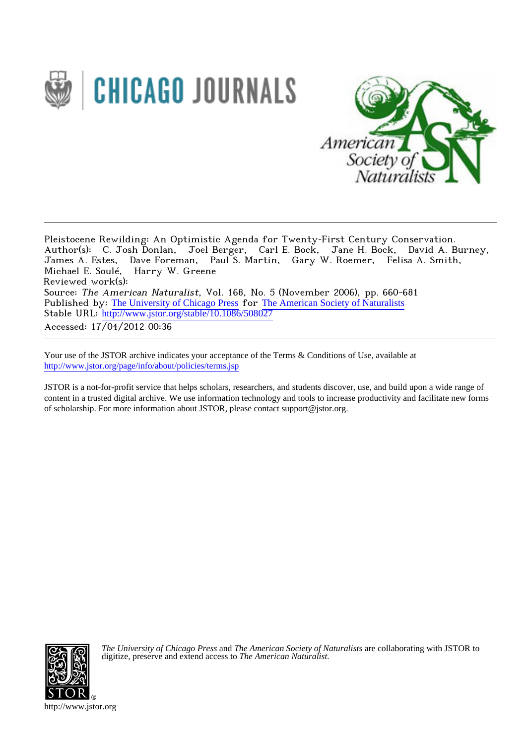Pleistocene Rewilding: An Optimistic Agenda for Twenty-First Century Conservation.
Author(s): C. Josh Donlan, Joel Berger, Carl E. Bock, Jane H. Bock, David A. Burney, James A. Estes, Dave Foreman, Paul S. Martin, Gary W. Roemer, Felisa A. Smith, Michael E. Soulé, Harry W. Greene
Reviewed work(s):
Source: *The American Naturalist*, Vol. 168, No. 5 (November 2006), pp. 660-681
Published by: The University of Chicago Press for The American Society of Naturalists
Stable URL: http://www.jstor.org/stable/10.1086/508027
Accessed: 17/04/2012 00:36

Your use of the JSTOR archive indicates your acceptance of the Terms & Conditions of Use, available at
http://www.jstor.org/page/info/about/policies/terms.jsp

JSTOR is a not-for-profit service that helps scholars, researchers, and students discover, use, and build upon a wide range of content in a trusted digital archive. We use information technology and tools to increase productivity and facilitate new forms of scholarship. For more information about JSTOR, please contact support@jstor.org.

*The University of Chicago Press* and *The American Society of Naturalists* are collaborating with JSTOR to digitize, preserve and extend access to *The American Naturalist.*

http://www.jstor.org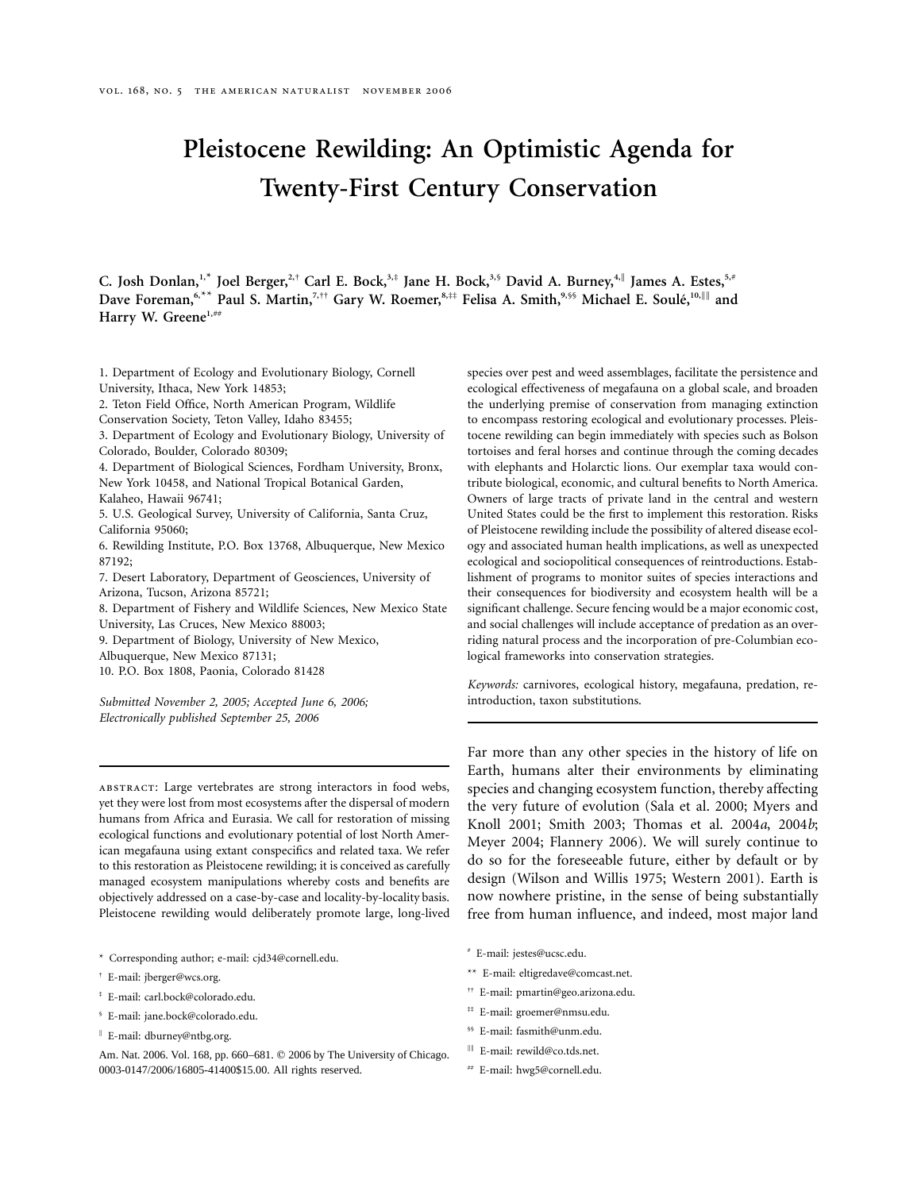# Pleistocene Rewilding: An Optimistic Agenda for Twenty-First Century Conservation

C. Josh Donlan,[1,*] Joel Berger,[2,†] Carl E. Bock,[3,‡] Jane H. Bock,[3,§] David A. Burney,[4,‖] James A. Estes,[5,#] Dave Foreman,[6,**] Paul S. Martin,[7,††] Gary W. Roemer,[8,‡‡] Felisa A. Smith,[9,§§] Michael E. Soulé,[10,‖‖] and Harry W. Greene[1,##]

1. Department of Ecology and Evolutionary Biology, Cornell University, Ithaca, New York 14853;
2. Teton Field Office, North American Program, Wildlife Conservation Society, Teton Valley, Idaho 83455;
3. Department of Ecology and Evolutionary Biology, University of Colorado, Boulder, Colorado 80309;
4. Department of Biological Sciences, Fordham University, Bronx, New York 10458, and National Tropical Botanical Garden, Kalaheo, Hawaii 96741;
5. U.S. Geological Survey, University of California, Santa Cruz, California 95060;
6. Rewilding Institute, P.O. Box 13768, Albuquerque, New Mexico 87192;
7. Desert Laboratory, Department of Geosciences, University of Arizona, Tucson, Arizona 85721;
8. Department of Fishery and Wildlife Sciences, New Mexico State University, Las Cruces, New Mexico 88003;
9. Department of Biology, University of New Mexico, Albuquerque, New Mexico 87131;
10. P.O. Box 1808, Paonia, Colorado 81428

*Submitted November 2, 2005; Accepted June 6, 2006; Electronically published September 25, 2006*

abstract: Large vertebrates are strong interactors in food webs, yet they were lost from most ecosystems after the dispersal of modern humans from Africa and Eurasia. We call for restoration of missing ecological functions and evolutionary potential of lost North American megafauna using extant conspecifics and related taxa. We refer to this restoration as Pleistocene rewilding; it is conceived as carefully managed ecosystem manipulations whereby costs and benefits are objectively addressed on a case-by-case and locality-by-locality basis. Pleistocene rewilding would deliberately promote large, long-lived species over pest and weed assemblages, facilitate the persistence and ecological effectiveness of megafauna on a global scale, and broaden the underlying premise of conservation from managing extinction to encompass restoring ecological and evolutionary processes. Pleistocene rewilding can begin immediately with species such as Bolson tortoises and feral horses and continue through the coming decades with elephants and Holarctic lions. Our exemplar taxa would contribute biological, economic, and cultural benefits to North America. Owners of large tracts of private land in the central and western United States could be the first to implement this restoration. Risks of Pleistocene rewilding include the possibility of altered disease ecology and associated human health implications, as well as unexpected ecological and sociopolitical consequences of reintroductions. Establishment of programs to monitor suites of species interactions and their consequences for biodiversity and ecosystem health will be a significant challenge. Secure fencing would be a major economic cost, and social challenges will include acceptance of predation as an overriding natural process and the incorporation of pre-Columbian ecological frameworks into conservation strategies.

*Keywords:* carnivores, ecological history, megafauna, predation, reintroduction, taxon substitutions.

Far more than any other species in the history of life on Earth, humans alter their environments by eliminating species and changing ecosystem function, thereby affecting the very future of evolution (Sala et al. 2000; Myers and Knoll 2001; Smith 2003; Thomas et al. 2004*a*, 2004*b*; Meyer 2004; Flannery 2006). We will surely continue to do so for the foreseeable future, either by default or by design (Wilson and Willis 1975; Western 2001). Earth is now nowhere pristine, in the sense of being substantially free from human influence, and indeed, most major land

\* Corresponding author; e-mail: cjd34@cornell.edu.

† E-mail: jberger@wcs.org.

‡ E-mail: carl.bock@colorado.edu.

§ E-mail: jane.bock@colorado.edu.

‖ E-mail: dburney@ntbg.org.

\# E-mail: jestes@ucsc.edu.

\** E-mail: eltigredave@comcast.net.

†† E-mail: pmartin@geo.arizona.edu.

‡‡ E-mail: groemer@nmsu.edu.

§§ E-mail: fasmith@unm.edu.

‖‖ E-mail: rewild@co.tds.net.

\## E-mail: hwg5@cornell.edu.

Am. Nat. 2006. Vol. 168, pp. 660–681. © 2006 by The University of Chicago. 0003-0147/2006/16805-41400$15.00. All rights reserved.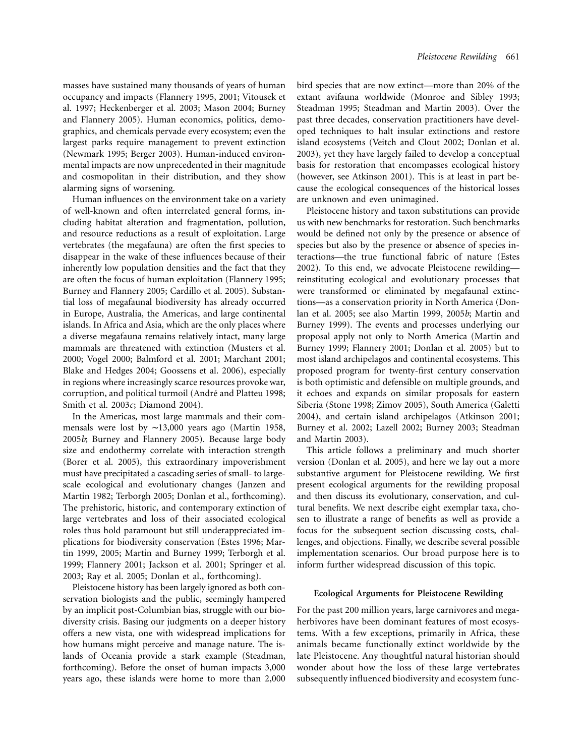masses have sustained many thousands of years of human occupancy and impacts (Flannery 1995, 2001; Vitousek et al. 1997; Heckenberger et al. 2003; Mason 2004; Burney and Flannery 2005). Human economics, politics, demographics, and chemicals pervade every ecosystem; even the largest parks require management to prevent extinction (Newmark 1995; Berger 2003). Human-induced environmental impacts are now unprecedented in their magnitude and cosmopolitan in their distribution, and they show alarming signs of worsening.

Human influences on the environment take on a variety of well-known and often interrelated general forms, including habitat alteration and fragmentation, pollution, and resource reductions as a result of exploitation. Large vertebrates (the megafauna) are often the first species to disappear in the wake of these influences because of their inherently low population densities and the fact that they are often the focus of human exploitation (Flannery 1995; Burney and Flannery 2005; Cardillo et al. 2005). Substantial loss of megafaunal biodiversity has already occurred in Europe, Australia, the Americas, and large continental islands. In Africa and Asia, which are the only places where a diverse megafauna remains relatively intact, many large mammals are threatened with extinction (Musters et al. 2000; Vogel 2000; Balmford et al. 2001; Marchant 2001; Blake and Hedges 2004; Goossens et al. 2006), especially in regions where increasingly scarce resources provoke war, corruption, and political turmoil (André and Platteu 1998; Smith et al. 2003*c*; Diamond 2004).

In the Americas, most large mammals and their commensals were lost by ∼13,000 years ago (Martin 1958, 2005*b*; Burney and Flannery 2005). Because large body size and endothermy correlate with interaction strength (Borer et al. 2005), this extraordinary impoverishment must have precipitated a cascading series of small- to large-scale ecological and evolutionary changes (Janzen and Martin 1982; Terborgh 2005; Donlan et al., forthcoming). The prehistoric, historic, and contemporary extinction of large vertebrates and loss of their associated ecological roles thus hold paramount but still underappreciated implications for biodiversity conservation (Estes 1996; Martin 1999, 2005; Martin and Burney 1999; Terborgh et al. 1999; Flannery 2001; Jackson et al. 2001; Springer et al. 2003; Ray et al. 2005; Donlan et al., forthcoming).

Pleistocene history has been largely ignored as both conservation biologists and the public, seemingly hampered by an implicit post-Columbian bias, struggle with our biodiversity crisis. Basing our judgments on a deeper history offers a new vista, one with widespread implications for how humans might perceive and manage nature. The islands of Oceania provide a stark example (Steadman, forthcoming). Before the onset of human impacts 3,000 years ago, these islands were home to more than 2,000 bird species that are now extinct—more than 20% of the extant avifauna worldwide (Monroe and Sibley 1993; Steadman 1995; Steadman and Martin 2003). Over the past three decades, conservation practitioners have developed techniques to halt insular extinctions and restore island ecosystems (Veitch and Clout 2002; Donlan et al. 2003), yet they have largely failed to develop a conceptual basis for restoration that encompasses ecological history (however, see Atkinson 2001). This is at least in part because the ecological consequences of the historical losses are unknown and even unimagined.

Pleistocene history and taxon substitutions can provide us with new benchmarks for restoration. Such benchmarks would be defined not only by the presence or absence of species but also by the presence or absence of species interactions—the true functional fabric of nature (Estes 2002). To this end, we advocate Pleistocene rewilding—reinstituting ecological and evolutionary processes that were transformed or eliminated by megafaunal extinctions—as a conservation priority in North America (Donlan et al. 2005; see also Martin 1999, 2005*b*; Martin and Burney 1999). The events and processes underlying our proposal apply not only to North America (Martin and Burney 1999; Flannery 2001; Donlan et al. 2005) but to most island archipelagos and continental ecosystems. This proposed program for twenty-first century conservation is both optimistic and defensible on multiple grounds, and it echoes and expands on similar proposals for eastern Siberia (Stone 1998; Zimov 2005), South America (Galetti 2004), and certain island archipelagos (Atkinson 2001; Burney et al. 2002; Lazell 2002; Burney 2003; Steadman and Martin 2003).

This article follows a preliminary and much shorter version (Donlan et al. 2005), and here we lay out a more substantive argument for Pleistocene rewilding. We first present ecological arguments for the rewilding proposal and then discuss its evolutionary, conservation, and cultural benefits. We next describe eight exemplar taxa, chosen to illustrate a range of benefits as well as provide a focus for the subsequent section discussing costs, challenges, and objections. Finally, we describe several possible implementation scenarios. Our broad purpose here is to inform further widespread discussion of this topic.

## Ecological Arguments for Pleistocene Rewilding

For the past 200 million years, large carnivores and megaherbivores have been dominant features of most ecosystems. With a few exceptions, primarily in Africa, these animals became functionally extinct worldwide by the late Pleistocene. Any thoughtful natural historian should wonder about how the loss of these large vertebrates subsequently influenced biodiversity and ecosystem func-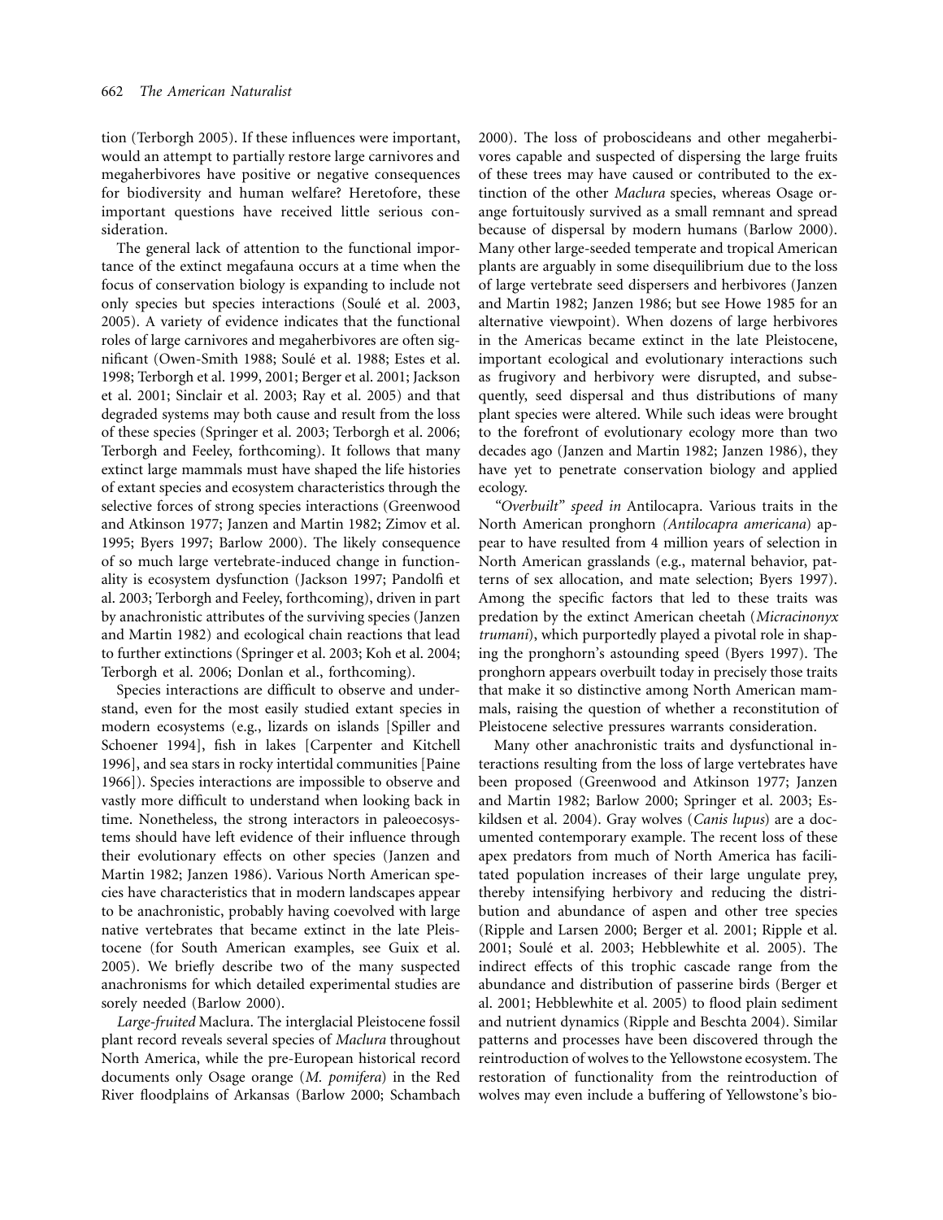tion (Terborgh 2005). If these influences were important, would an attempt to partially restore large carnivores and megaherbivores have positive or negative consequences for biodiversity and human welfare? Heretofore, these important questions have received little serious consideration.

The general lack of attention to the functional importance of the extinct megafauna occurs at a time when the focus of conservation biology is expanding to include not only species but species interactions (Soulé et al. 2003, 2005). A variety of evidence indicates that the functional roles of large carnivores and megaherbivores are often significant (Owen-Smith 1988; Soulé et al. 1988; Estes et al. 1998; Terborgh et al. 1999, 2001; Berger et al. 2001; Jackson et al. 2001; Sinclair et al. 2003; Ray et al. 2005) and that degraded systems may both cause and result from the loss of these species (Springer et al. 2003; Terborgh et al. 2006; Terborgh and Feeley, forthcoming). It follows that many extinct large mammals must have shaped the life histories of extant species and ecosystem characteristics through the selective forces of strong species interactions (Greenwood and Atkinson 1977; Janzen and Martin 1982; Zimov et al. 1995; Byers 1997; Barlow 2000). The likely consequence of so much large vertebrate-induced change in functionality is ecosystem dysfunction (Jackson 1997; Pandolfi et al. 2003; Terborgh and Feeley, forthcoming), driven in part by anachronistic attributes of the surviving species (Janzen and Martin 1982) and ecological chain reactions that lead to further extinctions (Springer et al. 2003; Koh et al. 2004; Terborgh et al. 2006; Donlan et al., forthcoming).

Species interactions are difficult to observe and understand, even for the most easily studied extant species in modern ecosystems (e.g., lizards on islands [Spiller and Schoener 1994], fish in lakes [Carpenter and Kitchell 1996], and sea stars in rocky intertidal communities [Paine 1966]). Species interactions are impossible to observe and vastly more difficult to understand when looking back in time. Nonetheless, the strong interactors in paleoecosystems should have left evidence of their influence through their evolutionary effects on other species (Janzen and Martin 1982; Janzen 1986). Various North American species have characteristics that in modern landscapes appear to be anachronistic, probably having coevolved with large native vertebrates that became extinct in the late Pleistocene (for South American examples, see Guix et al. 2005). We briefly describe two of the many suspected anachronisms for which detailed experimental studies are sorely needed (Barlow 2000).

*Large-fruited* Maclura. The interglacial Pleistocene fossil plant record reveals several species of *Maclura* throughout North America, while the pre-European historical record documents only Osage orange (*M. pomifera*) in the Red River floodplains of Arkansas (Barlow 2000; Schambach 2000). The loss of proboscideans and other megaherbivores capable and suspected of dispersing the large fruits of these trees may have caused or contributed to the extinction of the other *Maclura* species, whereas Osage orange fortuitously survived as a small remnant and spread because of dispersal by modern humans (Barlow 2000). Many other large-seeded temperate and tropical American plants are arguably in some disequilibrium due to the loss of large vertebrate seed dispersers and herbivores (Janzen and Martin 1982; Janzen 1986; but see Howe 1985 for an alternative viewpoint). When dozens of large herbivores in the Americas became extinct in the late Pleistocene, important ecological and evolutionary interactions such as frugivory and herbivory were disrupted, and subsequently, seed dispersal and thus distributions of many plant species were altered. While such ideas were brought to the forefront of evolutionary ecology more than two decades ago (Janzen and Martin 1982; Janzen 1986), they have yet to penetrate conservation biology and applied ecology.

*"Overbuilt" speed in* Antilocapra. Various traits in the North American pronghorn *(Antilocapra americana*) appear to have resulted from 4 million years of selection in North American grasslands (e.g., maternal behavior, patterns of sex allocation, and mate selection; Byers 1997). Among the specific factors that led to these traits was predation by the extinct American cheetah (*Micracinonyx trumani*), which purportedly played a pivotal role in shaping the pronghorn's astounding speed (Byers 1997). The pronghorn appears overbuilt today in precisely those traits that make it so distinctive among North American mammals, raising the question of whether a reconstitution of Pleistocene selective pressures warrants consideration.

Many other anachronistic traits and dysfunctional interactions resulting from the loss of large vertebrates have been proposed (Greenwood and Atkinson 1977; Janzen and Martin 1982; Barlow 2000; Springer et al. 2003; Eskildsen et al. 2004). Gray wolves (*Canis lupus*) are a documented contemporary example. The recent loss of these apex predators from much of North America has facilitated population increases of their large ungulate prey, thereby intensifying herbivory and reducing the distribution and abundance of aspen and other tree species (Ripple and Larsen 2000; Berger et al. 2001; Ripple et al. 2001; Soulé et al. 2003; Hebblewhite et al. 2005). The indirect effects of this trophic cascade range from the abundance and distribution of passerine birds (Berger et al. 2001; Hebblewhite et al. 2005) to flood plain sediment and nutrient dynamics (Ripple and Beschta 2004). Similar patterns and processes have been discovered through the reintroduction of wolves to the Yellowstone ecosystem. The restoration of functionality from the reintroduction of wolves may even include a buffering of Yellowstone's bio-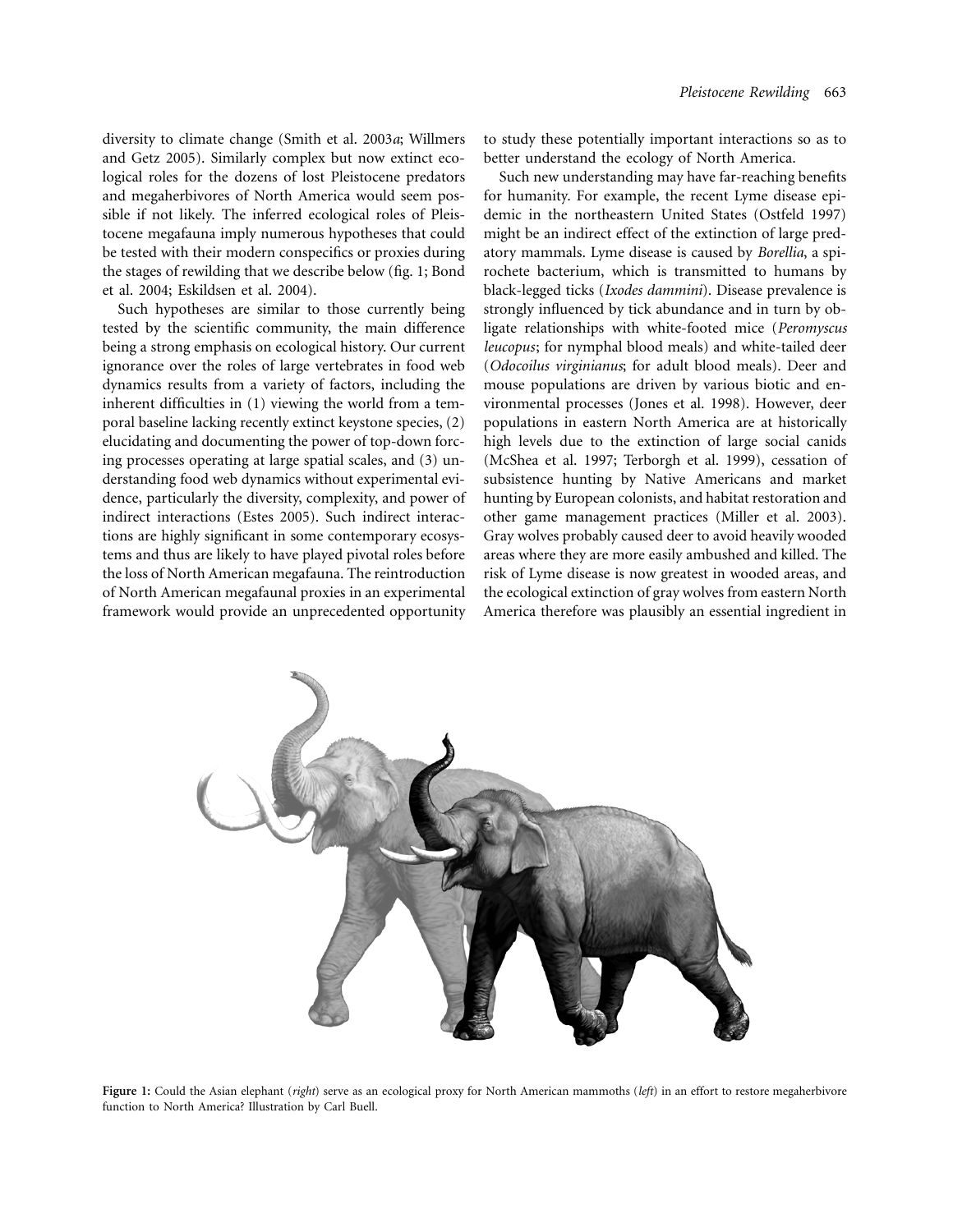diversity to climate change (Smith et al. 2003*a*; Willmers and Getz 2005). Similarly complex but now extinct ecological roles for the dozens of lost Pleistocene predators and megaherbivores of North America would seem possible if not likely. The inferred ecological roles of Pleistocene megafauna imply numerous hypotheses that could be tested with their modern conspecifics or proxies during the stages of rewilding that we describe below (fig. 1; Bond et al. 2004; Eskildsen et al. 2004).

Such hypotheses are similar to those currently being tested by the scientific community, the main difference being a strong emphasis on ecological history. Our current ignorance over the roles of large vertebrates in food web dynamics results from a variety of factors, including the inherent difficulties in (1) viewing the world from a temporal baseline lacking recently extinct keystone species, (2) elucidating and documenting the power of top-down forcing processes operating at large spatial scales, and (3) understanding food web dynamics without experimental evidence, particularly the diversity, complexity, and power of indirect interactions (Estes 2005). Such indirect interactions are highly significant in some contemporary ecosystems and thus are likely to have played pivotal roles before the loss of North American megafauna. The reintroduction of North American megafaunal proxies in an experimental framework would provide an unprecedented opportunity to study these potentially important interactions so as to better understand the ecology of North America.

Such new understanding may have far-reaching benefits for humanity. For example, the recent Lyme disease epidemic in the northeastern United States (Ostfeld 1997) might be an indirect effect of the extinction of large predatory mammals. Lyme disease is caused by *Borellia*, a spirochete bacterium, which is transmitted to humans by black-legged ticks (*Ixodes dammini*). Disease prevalence is strongly influenced by tick abundance and in turn by obligate relationships with white-footed mice (*Peromyscus leucopus*; for nymphal blood meals) and white-tailed deer (*Odocoilus virginianus*; for adult blood meals). Deer and mouse populations are driven by various biotic and environmental processes (Jones et al. 1998). However, deer populations in eastern North America are at historically high levels due to the extinction of large social canids (McShea et al. 1997; Terborgh et al. 1999), cessation of subsistence hunting by Native Americans and market hunting by European colonists, and habitat restoration and other game management practices (Miller et al. 2003). Gray wolves probably caused deer to avoid heavily wooded areas where they are more easily ambushed and killed. The risk of Lyme disease is now greatest in wooded areas, and the ecological extinction of gray wolves from eastern North America therefore was plausibly an essential ingredient in

**Figure 1:** Could the Asian elephant (*right*) serve as an ecological proxy for North American mammoths (*left*) in an effort to restore megaherbivore function to North America? Illustration by Carl Buell.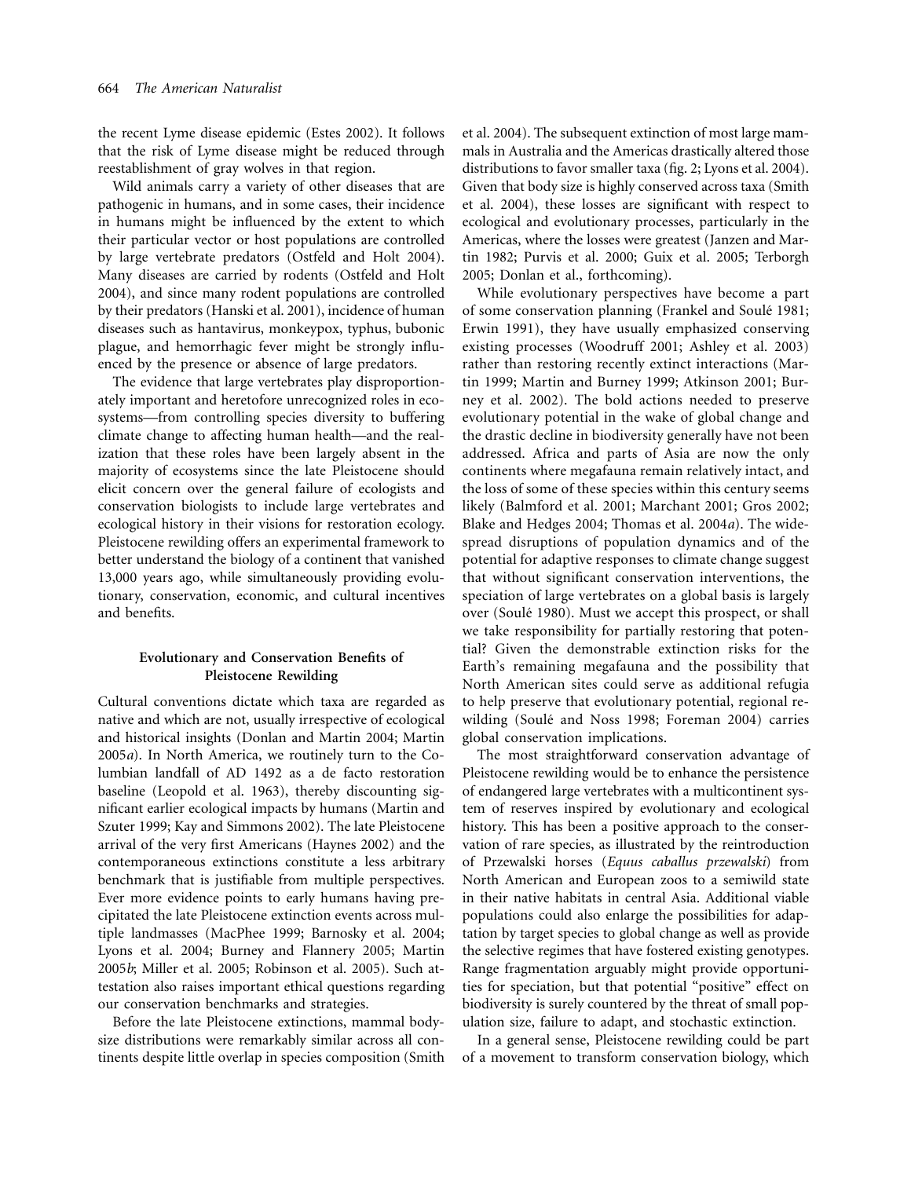the recent Lyme disease epidemic (Estes 2002). It follows that the risk of Lyme disease might be reduced through reestablishment of gray wolves in that region.

Wild animals carry a variety of other diseases that are pathogenic in humans, and in some cases, their incidence in humans might be influenced by the extent to which their particular vector or host populations are controlled by large vertebrate predators (Ostfeld and Holt 2004). Many diseases are carried by rodents (Ostfeld and Holt 2004), and since many rodent populations are controlled by their predators (Hanski et al. 2001), incidence of human diseases such as hantavirus, monkeypox, typhus, bubonic plague, and hemorrhagic fever might be strongly influenced by the presence or absence of large predators.

The evidence that large vertebrates play disproportionately important and heretofore unrecognized roles in ecosystems—from controlling species diversity to buffering climate change to affecting human health—and the realization that these roles have been largely absent in the majority of ecosystems since the late Pleistocene should elicit concern over the general failure of ecologists and conservation biologists to include large vertebrates and ecological history in their visions for restoration ecology. Pleistocene rewilding offers an experimental framework to better understand the biology of a continent that vanished 13,000 years ago, while simultaneously providing evolutionary, conservation, economic, and cultural incentives and benefits.

## Evolutionary and Conservation Benefits of Pleistocene Rewilding

Cultural conventions dictate which taxa are regarded as native and which are not, usually irrespective of ecological and historical insights (Donlan and Martin 2004; Martin 2005*a*). In North America, we routinely turn to the Columbian landfall of AD 1492 as a de facto restoration baseline (Leopold et al. 1963), thereby discounting significant earlier ecological impacts by humans (Martin and Szuter 1999; Kay and Simmons 2002). The late Pleistocene arrival of the very first Americans (Haynes 2002) and the contemporaneous extinctions constitute a less arbitrary benchmark that is justifiable from multiple perspectives. Ever more evidence points to early humans having precipitated the late Pleistocene extinction events across multiple landmasses (MacPhee 1999; Barnosky et al. 2004; Lyons et al. 2004; Burney and Flannery 2005; Martin 2005*b*; Miller et al. 2005; Robinson et al. 2005). Such attestation also raises important ethical questions regarding our conservation benchmarks and strategies.

Before the late Pleistocene extinctions, mammal body-size distributions were remarkably similar across all continents despite little overlap in species composition (Smith et al. 2004). The subsequent extinction of most large mammals in Australia and the Americas drastically altered those distributions to favor smaller taxa (fig. 2; Lyons et al. 2004). Given that body size is highly conserved across taxa (Smith et al. 2004), these losses are significant with respect to ecological and evolutionary processes, particularly in the Americas, where the losses were greatest (Janzen and Martin 1982; Purvis et al. 2000; Guix et al. 2005; Terborgh 2005; Donlan et al., forthcoming).

While evolutionary perspectives have become a part of some conservation planning (Frankel and Soulé 1981; Erwin 1991), they have usually emphasized conserving existing processes (Woodruff 2001; Ashley et al. 2003) rather than restoring recently extinct interactions (Martin 1999; Martin and Burney 1999; Atkinson 2001; Burney et al. 2002). The bold actions needed to preserve evolutionary potential in the wake of global change and the drastic decline in biodiversity generally have not been addressed. Africa and parts of Asia are now the only continents where megafauna remain relatively intact, and the loss of some of these species within this century seems likely (Balmford et al. 2001; Marchant 2001; Gros 2002; Blake and Hedges 2004; Thomas et al. 2004*a*). The widespread disruptions of population dynamics and of the potential for adaptive responses to climate change suggest that without significant conservation interventions, the speciation of large vertebrates on a global basis is largely over (Soulé 1980). Must we accept this prospect, or shall we take responsibility for partially restoring that potential? Given the demonstrable extinction risks for the Earth's remaining megafauna and the possibility that North American sites could serve as additional refugia to help preserve that evolutionary potential, regional rewilding (Soulé and Noss 1998; Foreman 2004) carries global conservation implications.

The most straightforward conservation advantage of Pleistocene rewilding would be to enhance the persistence of endangered large vertebrates with a multicontinent system of reserves inspired by evolutionary and ecological history. This has been a positive approach to the conservation of rare species, as illustrated by the reintroduction of Przewalski horses (*Equus caballus przewalski*) from North American and European zoos to a semiwild state in their native habitats in central Asia. Additional viable populations could also enlarge the possibilities for adaptation by target species to global change as well as provide the selective regimes that have fostered existing genotypes. Range fragmentation arguably might provide opportunities for speciation, but that potential "positive" effect on biodiversity is surely countered by the threat of small population size, failure to adapt, and stochastic extinction.

In a general sense, Pleistocene rewilding could be part of a movement to transform conservation biology, which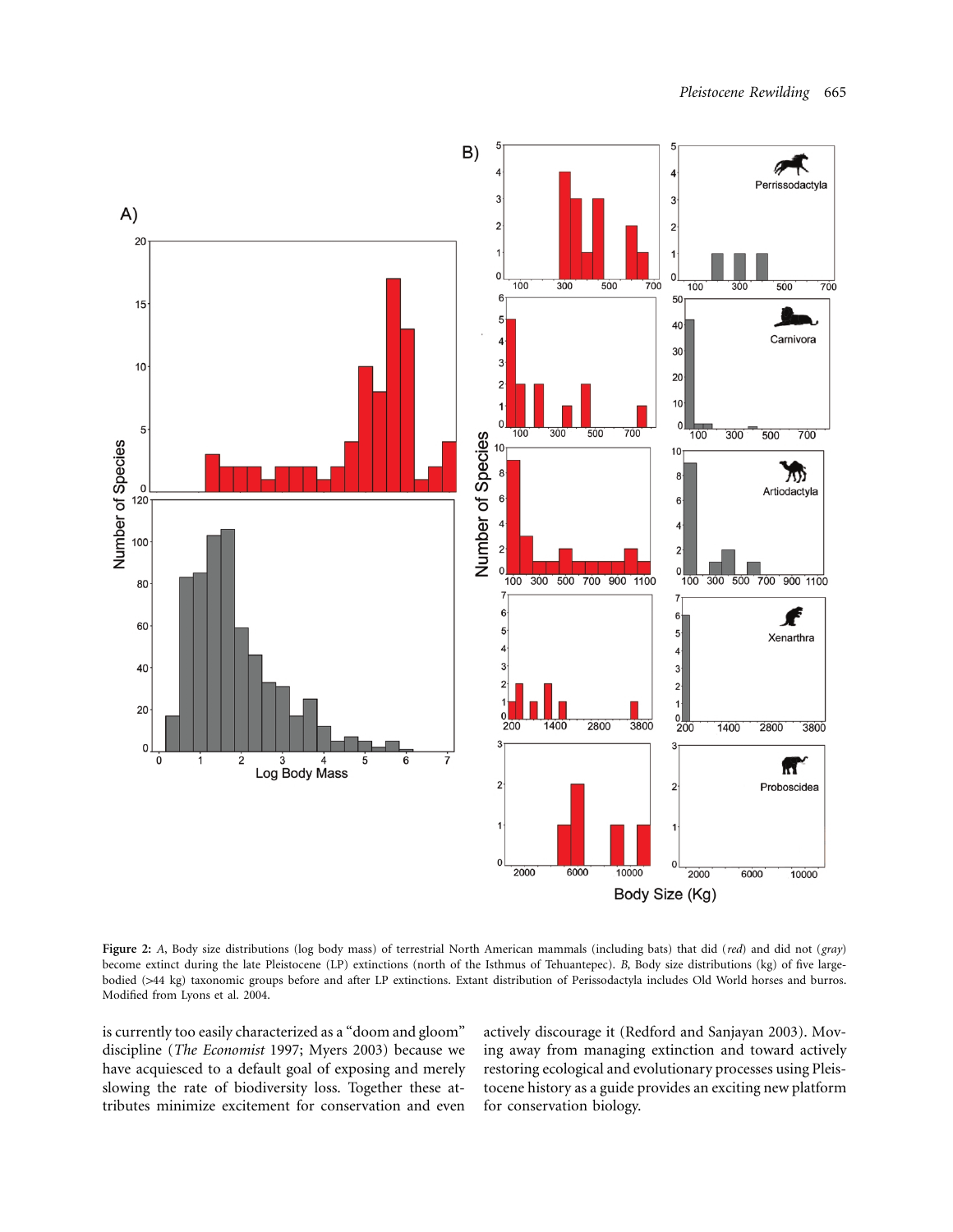**Figure 2:** *A*, Body size distributions (log body mass) of terrestrial North American mammals (including bats) that did (*red*) and did not (*gray*) become extinct during the late Pleistocene (LP) extinctions (north of the Isthmus of Tehuantepec). *B*, Body size distributions (kg) of five large-bodied (>44 kg) taxonomic groups before and after LP extinctions. Extant distribution of Perissodactyla includes Old World horses and burros. Modified from Lyons et al. 2004.

is currently too easily characterized as a "doom and gloom" discipline (*The Economist* 1997; Myers 2003) because we have acquiesced to a default goal of exposing and merely slowing the rate of biodiversity loss. Together these attributes minimize excitement for conservation and even actively discourage it (Redford and Sanjayan 2003). Moving away from managing extinction and toward actively restoring ecological and evolutionary processes using Pleistocene history as a guide provides an exciting new platform for conservation biology.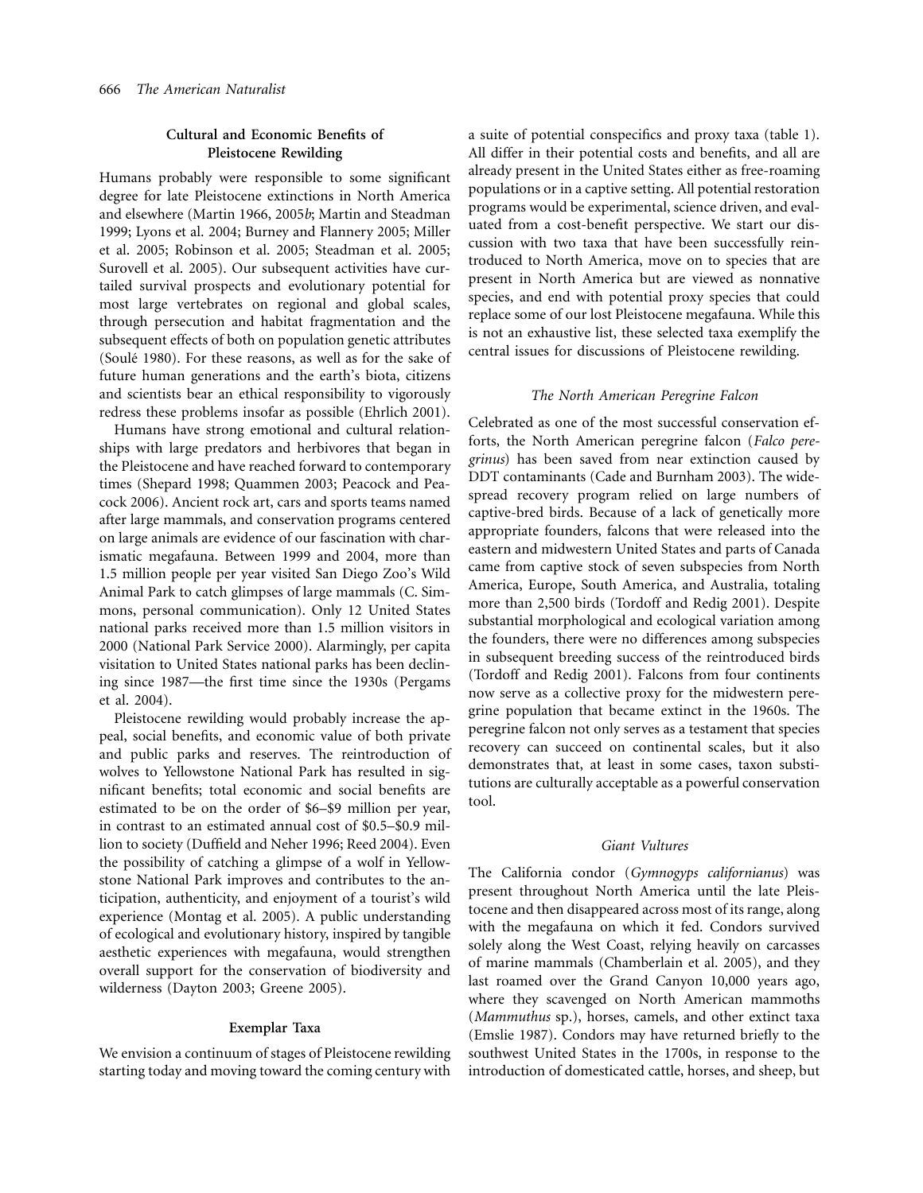### Cultural and Economic Benefits of Pleistocene Rewilding

Humans probably were responsible to some significant degree for late Pleistocene extinctions in North America and elsewhere (Martin 1966, 2005*b*; Martin and Steadman 1999; Lyons et al. 2004; Burney and Flannery 2005; Miller et al. 2005; Robinson et al. 2005; Steadman et al. 2005; Surovell et al. 2005). Our subsequent activities have curtailed survival prospects and evolutionary potential for most large vertebrates on regional and global scales, through persecution and habitat fragmentation and the subsequent effects of both on population genetic attributes (Soulé 1980). For these reasons, as well as for the sake of future human generations and the earth's biota, citizens and scientists bear an ethical responsibility to vigorously redress these problems insofar as possible (Ehrlich 2001).

Humans have strong emotional and cultural relationships with large predators and herbivores that began in the Pleistocene and have reached forward to contemporary times (Shepard 1998; Quammen 2003; Peacock and Peacock 2006). Ancient rock art, cars and sports teams named after large mammals, and conservation programs centered on large animals are evidence of our fascination with charismatic megafauna. Between 1999 and 2004, more than 1.5 million people per year visited San Diego Zoo's Wild Animal Park to catch glimpses of large mammals (C. Simmons, personal communication). Only 12 United States national parks received more than 1.5 million visitors in 2000 (National Park Service 2000). Alarmingly, per capita visitation to United States national parks has been declining since 1987—the first time since the 1930s (Pergams et al. 2004).

Pleistocene rewilding would probably increase the appeal, social benefits, and economic value of both private and public parks and reserves. The reintroduction of wolves to Yellowstone National Park has resulted in significant benefits; total economic and social benefits are estimated to be on the order of \$6–\$9 million per year, in contrast to an estimated annual cost of \$0.5–\$0.9 million to society (Duffield and Neher 1996; Reed 2004). Even the possibility of catching a glimpse of a wolf in Yellowstone National Park improves and contributes to the anticipation, authenticity, and enjoyment of a tourist's wild experience (Montag et al. 2005). A public understanding of ecological and evolutionary history, inspired by tangible aesthetic experiences with megafauna, would strengthen overall support for the conservation of biodiversity and wilderness (Dayton 2003; Greene 2005).

### Exemplar Taxa

We envision a continuum of stages of Pleistocene rewilding starting today and moving toward the coming century with a suite of potential conspecifics and proxy taxa (table 1). All differ in their potential costs and benefits, and all are already present in the United States either as free-roaming populations or in a captive setting. All potential restoration programs would be experimental, science driven, and evaluated from a cost-benefit perspective. We start our discussion with two taxa that have been successfully reintroduced to North America, move on to species that are present in North America but are viewed as nonnative species, and end with potential proxy species that could replace some of our lost Pleistocene megafauna. While this is not an exhaustive list, these selected taxa exemplify the central issues for discussions of Pleistocene rewilding.

#### *The North American Peregrine Falcon*

Celebrated as one of the most successful conservation efforts, the North American peregrine falcon (*Falco peregrinus*) has been saved from near extinction caused by DDT contaminants (Cade and Burnham 2003). The widespread recovery program relied on large numbers of captive-bred birds. Because of a lack of genetically more appropriate founders, falcons that were released into the eastern and midwestern United States and parts of Canada came from captive stock of seven subspecies from North America, Europe, South America, and Australia, totaling more than 2,500 birds (Tordoff and Redig 2001). Despite substantial morphological and ecological variation among the founders, there were no differences among subspecies in subsequent breeding success of the reintroduced birds (Tordoff and Redig 2001). Falcons from four continents now serve as a collective proxy for the midwestern peregrine population that became extinct in the 1960s. The peregrine falcon not only serves as a testament that species recovery can succeed on continental scales, but it also demonstrates that, at least in some cases, taxon substitutions are culturally acceptable as a powerful conservation tool.

#### *Giant Vultures*

The California condor (*Gymnogyps californianus*) was present throughout North America until the late Pleistocene and then disappeared across most of its range, along with the megafauna on which it fed. Condors survived solely along the West Coast, relying heavily on carcasses of marine mammals (Chamberlain et al. 2005), and they last roamed over the Grand Canyon 10,000 years ago, where they scavenged on North American mammoths (*Mammuthus* sp.), horses, camels, and other extinct taxa (Emslie 1987). Condors may have returned briefly to the southwest United States in the 1700s, in response to the introduction of domesticated cattle, horses, and sheep, but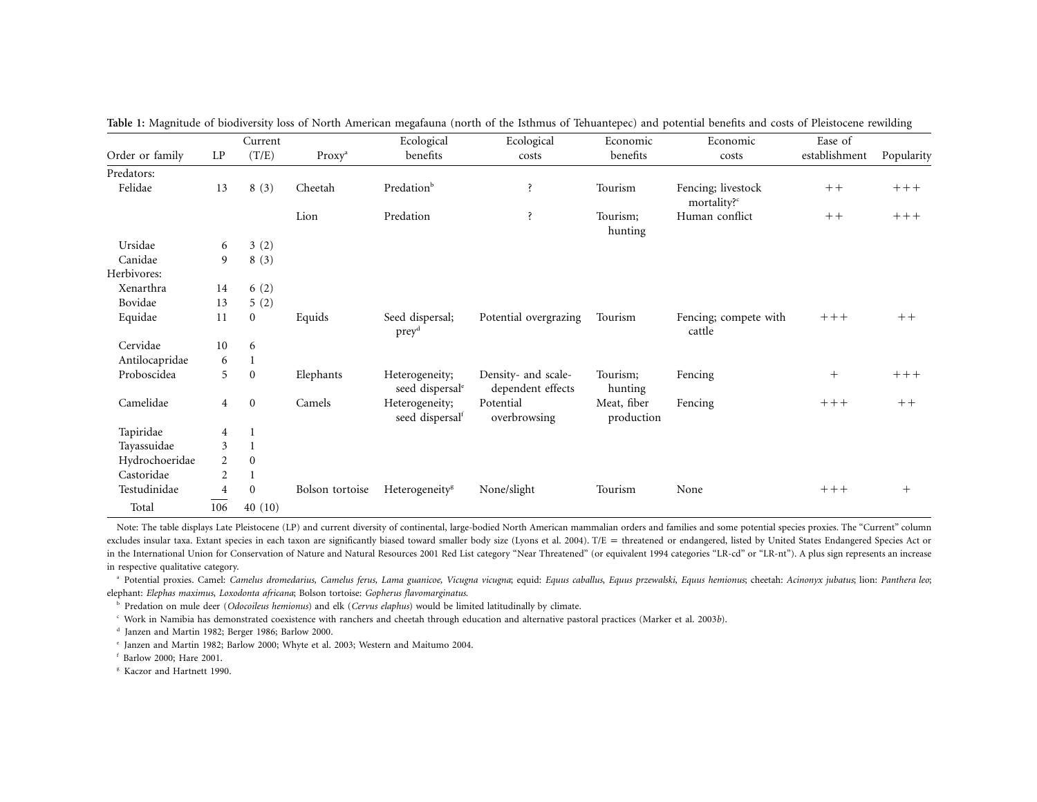**Table 1:** Magnitude of biodiversity loss of North American megafauna (north of the Isthmus of Tehuantepec) and potential benefits and costs of Pleistocene rewilding

| Order or family | LP | Current (T/E) | Proxy[a] | Ecological benefits | Ecological costs | Economic benefits | Economic costs | Ease of establishment | Popularity |
|---|---|---|---|---|---|---|---|---|---|
| Predators: | | | | | | | | | |
| Felidae | 13 | 8 (3) | Cheetah | Predation[b] | ? | Tourism | Fencing; livestock mortality?[c] | ++ | +++ |
| | | | Lion | Predation | ? | Tourism; hunting | Human conflict | ++ | +++ |
| Ursidae | 6 | 3 (2) | | | | | | | |
| Canidae | 9 | 8 (3) | | | | | | | |
| Herbivores: | | | | | | | | | |
| Xenarthra | 14 | 6 (2) | | | | | | | |
| Bovidae | 13 | 5 (2) | | | | | | | |
| Equidae | 11 | 0 | Equids | Seed dispersal; prey[d] | Potential overgrazing | Tourism | Fencing; compete with cattle | +++ | ++ |
| Cervidae | 10 | 6 | | | | | | | |
| Antilocapridae | 6 | 1 | | | | | | | |
| Proboscidea | 5 | 0 | Elephants | Heterogeneity; seed dispersal[e] | Density- and scale-dependent effects | Tourism; hunting | Fencing | + | +++ |
| Camelidae | 4 | 0 | Camels | Heterogeneity; seed dispersal[f] | Potential overbrowsing | Meat, fiber production | Fencing | +++ | ++ |
| Tapiridae | 4 | 1 | | | | | | | |
| Tayassuidae | 3 | 1 | | | | | | | |
| Hydrochoeridae | 2 | 0 | | | | | | | |
| Castoridae | 2 | 1 | | | | | | | |
| Testudinidae | 4 | 0 | Bolson tortoise | Heterogeneity[g] | None/slight | Tourism | None | +++ | + |
| Total | 106 | 40 (10) | | | | | | | |

Note: The table displays Late Pleistocene (LP) and current diversity of continental, large-bodied North American mammalian orders and families and some potential species proxies. The "Current" column excludes insular taxa. Extant species in each taxon are significantly biased toward smaller body size (Lyons et al. 2004). T/E = threatened or endangered, listed by United States Endangered Species Act or in the International Union for Conservation of Nature and Natural Resources 2001 Red List category "Near Threatened" (or equivalent 1994 categories "LR-cd" or "LR-nt"). A plus sign represents an increase in respective qualitative category.

[a] Potential proxies. Camel: *Camelus dromedarius*, *Camelus ferus*, *Lama guanicoe*, *Vicugna vicugna*; equid: *Equus caballus*, *Equus przewalski*, *Equus hemionus*; cheetah: *Acinonyx jubatus*; lion: *Panthera leo*; elephant: *Elephas maximus*, *Loxodonta africana*; Bolson tortoise: *Gopherus flavomarginatus*.

[b] Predation on mule deer (*Odocoileus hemionus*) and elk (*Cervus elaphus*) would be limited latitudinally by climate.

[c] Work in Namibia has demonstrated coexistence with ranchers and cheetah through education and alternative pastoral practices (Marker et al. 2003*b*).

[d] Janzen and Martin 1982; Berger 1986; Barlow 2000.

[e] Janzen and Martin 1982; Barlow 2000; Whyte et al. 2003; Western and Maitumo 2004.

[f] Barlow 2000; Hare 2001.

[g] Kaczor and Hartnett 1990.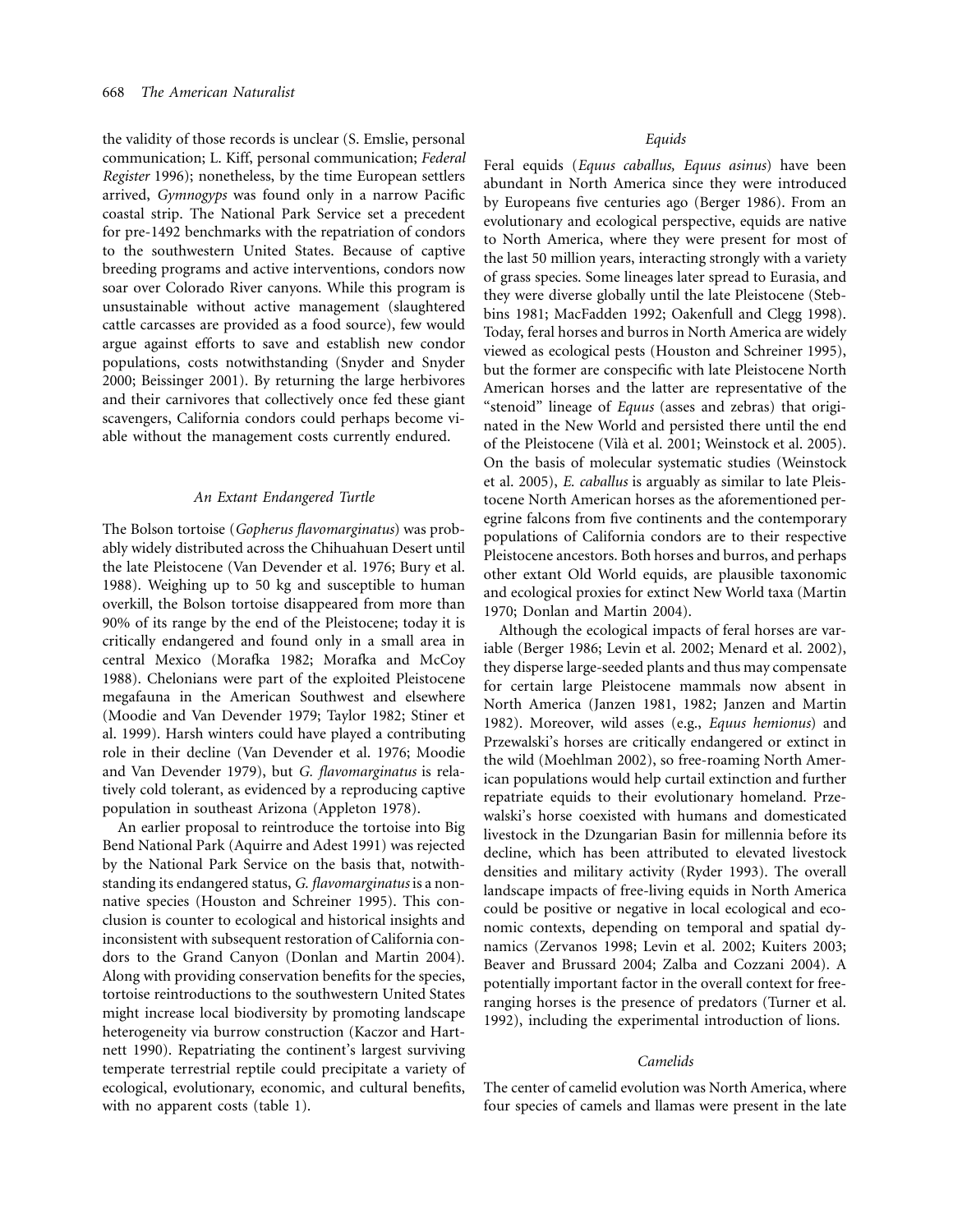the validity of those records is unclear (S. Emslie, personal communication; L. Kiff, personal communication; *Federal Register* 1996); nonetheless, by the time European settlers arrived, *Gymnogyps* was found only in a narrow Pacific coastal strip. The National Park Service set a precedent for pre-1492 benchmarks with the repatriation of condors to the southwestern United States. Because of captive breeding programs and active interventions, condors now soar over Colorado River canyons. While this program is unsustainable without active management (slaughtered cattle carcasses are provided as a food source), few would argue against efforts to save and establish new condor populations, costs notwithstanding (Snyder and Snyder 2000; Beissinger 2001). By returning the large herbivores and their carnivores that collectively once fed these giant scavengers, California condors could perhaps become viable without the management costs currently endured.

### *An Extant Endangered Turtle*

The Bolson tortoise (*Gopherus flavomarginatus*) was probably widely distributed across the Chihuahuan Desert until the late Pleistocene (Van Devender et al. 1976; Bury et al. 1988). Weighing up to 50 kg and susceptible to human overkill, the Bolson tortoise disappeared from more than 90% of its range by the end of the Pleistocene; today it is critically endangered and found only in a small area in central Mexico (Morafka 1982; Morafka and McCoy 1988). Chelonians were part of the exploited Pleistocene megafauna in the American Southwest and elsewhere (Moodie and Van Devender 1979; Taylor 1982; Stiner et al. 1999). Harsh winters could have played a contributing role in their decline (Van Devender et al. 1976; Moodie and Van Devender 1979), but *G. flavomarginatus* is relatively cold tolerant, as evidenced by a reproducing captive population in southeast Arizona (Appleton 1978).

An earlier proposal to reintroduce the tortoise into Big Bend National Park (Aquirre and Adest 1991) was rejected by the National Park Service on the basis that, notwithstanding its endangered status, *G. flavomarginatus* is a nonnative species (Houston and Schreiner 1995). This conclusion is counter to ecological and historical insights and inconsistent with subsequent restoration of California condors to the Grand Canyon (Donlan and Martin 2004). Along with providing conservation benefits for the species, tortoise reintroductions to the southwestern United States might increase local biodiversity by promoting landscape heterogeneity via burrow construction (Kaczor and Hartnett 1990). Repatriating the continent's largest surviving temperate terrestrial reptile could precipitate a variety of ecological, evolutionary, economic, and cultural benefits, with no apparent costs (table 1).

### *Equids*

Feral equids (*Equus caballus, Equus asinus*) have been abundant in North America since they were introduced by Europeans five centuries ago (Berger 1986). From an evolutionary and ecological perspective, equids are native to North America, where they were present for most of the last 50 million years, interacting strongly with a variety of grass species. Some lineages later spread to Eurasia, and they were diverse globally until the late Pleistocene (Stebbins 1981; MacFadden 1992; Oakenfull and Clegg 1998). Today, feral horses and burros in North America are widely viewed as ecological pests (Houston and Schreiner 1995), but the former are conspecific with late Pleistocene North American horses and the latter are representative of the "stenoid" lineage of *Equus* (asses and zebras) that originated in the New World and persisted there until the end of the Pleistocene (Vilà et al. 2001; Weinstock et al. 2005). On the basis of molecular systematic studies (Weinstock et al. 2005), *E. caballus* is arguably as similar to late Pleistocene North American horses as the aforementioned peregrine falcons from five continents and the contemporary populations of California condors are to their respective Pleistocene ancestors. Both horses and burros, and perhaps other extant Old World equids, are plausible taxonomic and ecological proxies for extinct New World taxa (Martin 1970; Donlan and Martin 2004).

Although the ecological impacts of feral horses are variable (Berger 1986; Levin et al. 2002; Menard et al. 2002), they disperse large-seeded plants and thus may compensate for certain large Pleistocene mammals now absent in North America (Janzen 1981, 1982; Janzen and Martin 1982). Moreover, wild asses (e.g., *Equus hemionus*) and Przewalski's horses are critically endangered or extinct in the wild (Moehlman 2002), so free-roaming North American populations would help curtail extinction and further repatriate equids to their evolutionary homeland. Przewalski's horse coexisted with humans and domesticated livestock in the Dzungarian Basin for millennia before its decline, which has been attributed to elevated livestock densities and military activity (Ryder 1993). The overall landscape impacts of free-living equids in North America could be positive or negative in local ecological and economic contexts, depending on temporal and spatial dynamics (Zervanos 1998; Levin et al. 2002; Kuiters 2003; Beaver and Brussard 2004; Zalba and Cozzani 2004). A potentially important factor in the overall context for free-ranging horses is the presence of predators (Turner et al. 1992), including the experimental introduction of lions.

### *Camelids*

The center of camelid evolution was North America, where four species of camels and llamas were present in the late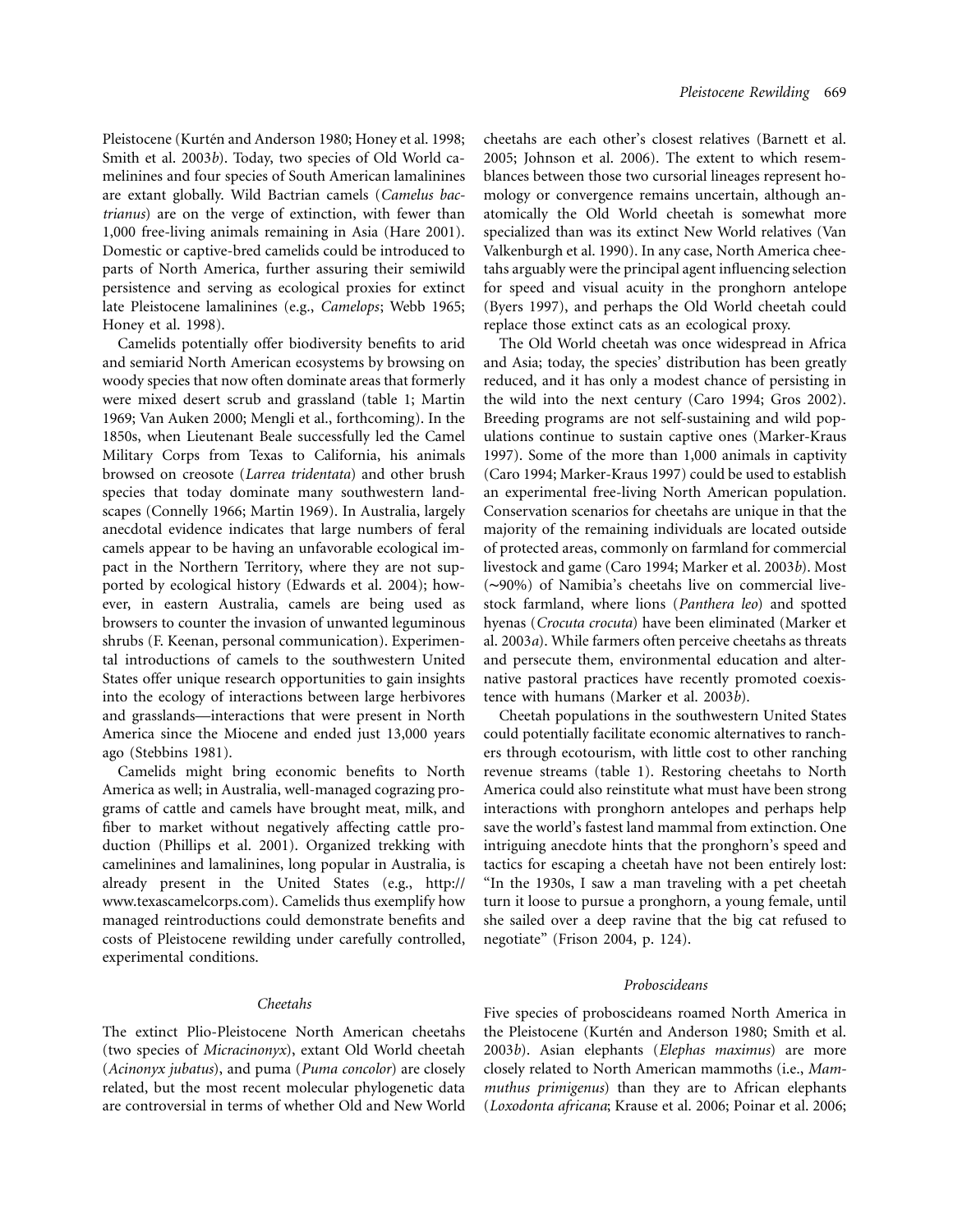Pleistocene (Kurtén and Anderson 1980; Honey et al. 1998; Smith et al. 2003*b*). Today, two species of Old World camelinines and four species of South American lamalinines are extant globally. Wild Bactrian camels (*Camelus bactrianus*) are on the verge of extinction, with fewer than 1,000 free-living animals remaining in Asia (Hare 2001). Domestic or captive-bred camelids could be introduced to parts of North America, further assuring their semiwild persistence and serving as ecological proxies for extinct late Pleistocene lamalinines (e.g., *Camelops*; Webb 1965; Honey et al. 1998).

Camelids potentially offer biodiversity benefits to arid and semiarid North American ecosystems by browsing on woody species that now often dominate areas that formerly were mixed desert scrub and grassland (table 1; Martin 1969; Van Auken 2000; Mengli et al., forthcoming). In the 1850s, when Lieutenant Beale successfully led the Camel Military Corps from Texas to California, his animals browsed on creosote (*Larrea tridentata*) and other brush species that today dominate many southwestern landscapes (Connelly 1966; Martin 1969). In Australia, largely anecdotal evidence indicates that large numbers of feral camels appear to be having an unfavorable ecological impact in the Northern Territory, where they are not supported by ecological history (Edwards et al. 2004); however, in eastern Australia, camels are being used as browsers to counter the invasion of unwanted leguminous shrubs (F. Keenan, personal communication). Experimental introductions of camels to the southwestern United States offer unique research opportunities to gain insights into the ecology of interactions between large herbivores and grasslands—interactions that were present in North America since the Miocene and ended just 13,000 years ago (Stebbins 1981).

Camelids might bring economic benefits to North America as well; in Australia, well-managed cograzing programs of cattle and camels have brought meat, milk, and fiber to market without negatively affecting cattle production (Phillips et al. 2001). Organized trekking with camelinines and lamalinines, long popular in Australia, is already present in the United States (e.g., http://www.texascamelcorps.com). Camelids thus exemplify how managed reintroductions could demonstrate benefits and costs of Pleistocene rewilding under carefully controlled, experimental conditions.

### Cheetahs

The extinct Plio-Pleistocene North American cheetahs (two species of *Micracinonyx*), extant Old World cheetah (*Acinonyx jubatus*), and puma (*Puma concolor*) are closely related, but the most recent molecular phylogenetic data are controversial in terms of whether Old and New World cheetahs are each other's closest relatives (Barnett et al. 2005; Johnson et al. 2006). The extent to which resemblances between those two cursorial lineages represent homology or convergence remains uncertain, although anatomically the Old World cheetah is somewhat more specialized than was its extinct New World relatives (Van Valkenburgh et al. 1990). In any case, North America cheetahs arguably were the principal agent influencing selection for speed and visual acuity in the pronghorn antelope (Byers 1997), and perhaps the Old World cheetah could replace those extinct cats as an ecological proxy.

The Old World cheetah was once widespread in Africa and Asia; today, the species' distribution has been greatly reduced, and it has only a modest chance of persisting in the wild into the next century (Caro 1994; Gros 2002). Breeding programs are not self-sustaining and wild populations continue to sustain captive ones (Marker-Kraus 1997). Some of the more than 1,000 animals in captivity (Caro 1994; Marker-Kraus 1997) could be used to establish an experimental free-living North American population. Conservation scenarios for cheetahs are unique in that the majority of the remaining individuals are located outside of protected areas, commonly on farmland for commercial livestock and game (Caro 1994; Marker et al. 2003*b*). Most (∼90%) of Namibia's cheetahs live on commercial livestock farmland, where lions (*Panthera leo*) and spotted hyenas (*Crocuta crocuta*) have been eliminated (Marker et al. 2003*a*). While farmers often perceive cheetahs as threats and persecute them, environmental education and alternative pastoral practices have recently promoted coexistence with humans (Marker et al. 2003*b*).

Cheetah populations in the southwestern United States could potentially facilitate economic alternatives to ranchers through ecotourism, with little cost to other ranching revenue streams (table 1). Restoring cheetahs to North America could also reinstitute what must have been strong interactions with pronghorn antelopes and perhaps help save the world's fastest land mammal from extinction. One intriguing anecdote hints that the pronghorn's speed and tactics for escaping a cheetah have not been entirely lost: "In the 1930s, I saw a man traveling with a pet cheetah turn it loose to pursue a pronghorn, a young female, until she sailed over a deep ravine that the big cat refused to negotiate" (Frison 2004, p. 124).

### Proboscideans

Five species of proboscideans roamed North America in the Pleistocene (Kurtén and Anderson 1980; Smith et al. 2003*b*). Asian elephants (*Elephas maximus*) are more closely related to North American mammoths (i.e., *Mammuthus primigenius*) than they are to African elephants (*Loxodonta africana*; Krause et al. 2006; Poinar et al. 2006;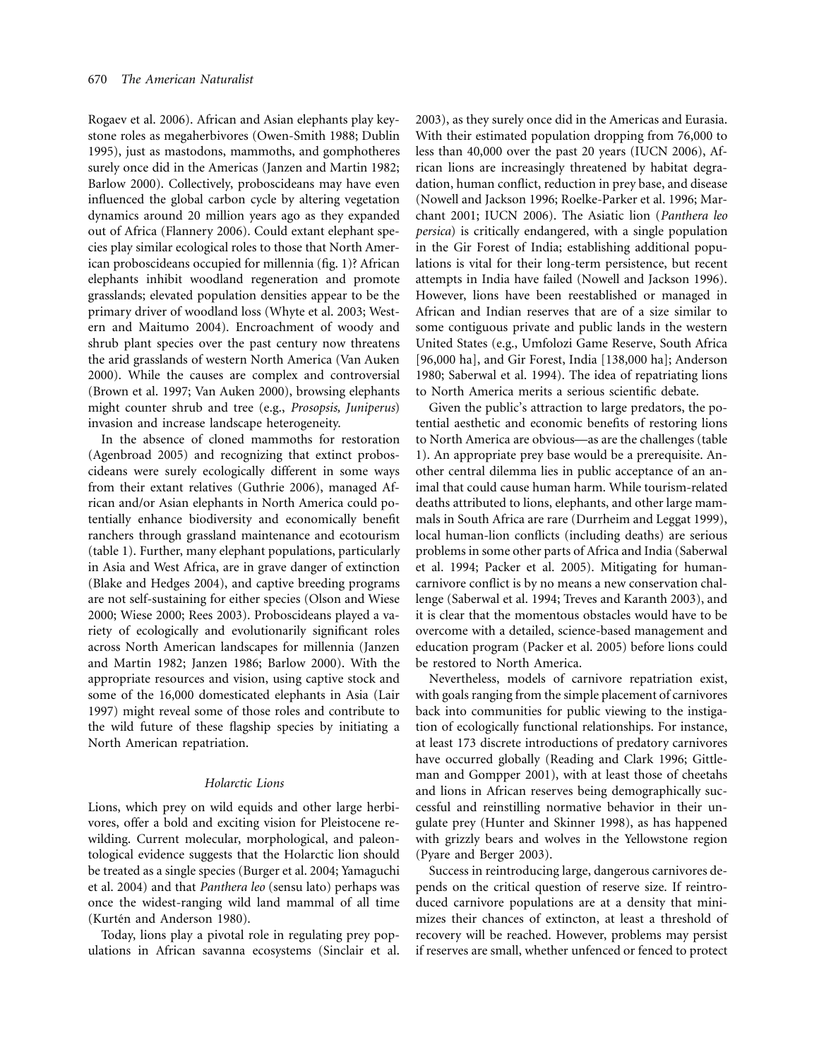Rogaev et al. 2006). African and Asian elephants play keystone roles as megaherbivores (Owen-Smith 1988; Dublin 1995), just as mastodons, mammoths, and gomphotheres surely once did in the Americas (Janzen and Martin 1982; Barlow 2000). Collectively, proboscideans may have even influenced the global carbon cycle by altering vegetation dynamics around 20 million years ago as they expanded out of Africa (Flannery 2006). Could extant elephant species play similar ecological roles to those that North American proboscideans occupied for millennia (fig. 1)? African elephants inhibit woodland regeneration and promote grasslands; elevated population densities appear to be the primary driver of woodland loss (Whyte et al. 2003; Western and Maitumo 2004). Encroachment of woody and shrub plant species over the past century now threatens the arid grasslands of western North America (Van Auken 2000). While the causes are complex and controversial (Brown et al. 1997; Van Auken 2000), browsing elephants might counter shrub and tree (e.g., *Prosopsis, Juniperus*) invasion and increase landscape heterogeneity.

In the absence of cloned mammoths for restoration (Agenbroad 2005) and recognizing that extinct proboscideans were surely ecologically different in some ways from their extant relatives (Guthrie 2006), managed African and/or Asian elephants in North America could potentially enhance biodiversity and economically benefit ranchers through grassland maintenance and ecotourism (table 1). Further, many elephant populations, particularly in Asia and West Africa, are in grave danger of extinction (Blake and Hedges 2004), and captive breeding programs are not self-sustaining for either species (Olson and Wiese 2000; Wiese 2000; Rees 2003). Proboscideans played a variety of ecologically and evolutionarily significant roles across North American landscapes for millennia (Janzen and Martin 1982; Janzen 1986; Barlow 2000). With the appropriate resources and vision, using captive stock and some of the 16,000 domesticated elephants in Asia (Lair 1997) might reveal some of those roles and contribute to the wild future of these flagship species by initiating a North American repatriation.

### *Holarctic Lions*

Lions, which prey on wild equids and other large herbivores, offer a bold and exciting vision for Pleistocene rewilding. Current molecular, morphological, and paleontological evidence suggests that the Holarctic lion should be treated as a single species (Burger et al. 2004; Yamaguchi et al. 2004) and that *Panthera leo* (sensu lato) perhaps was once the widest-ranging wild land mammal of all time (Kurtén and Anderson 1980).

Today, lions play a pivotal role in regulating prey populations in African savanna ecosystems (Sinclair et al. 2003), as they surely once did in the Americas and Eurasia. With their estimated population dropping from 76,000 to less than 40,000 over the past 20 years (IUCN 2006), African lions are increasingly threatened by habitat degradation, human conflict, reduction in prey base, and disease (Nowell and Jackson 1996; Roelke-Parker et al. 1996; Marchant 2001; IUCN 2006). The Asiatic lion (*Panthera leo persica*) is critically endangered, with a single population in the Gir Forest of India; establishing additional populations is vital for their long-term persistence, but recent attempts in India have failed (Nowell and Jackson 1996). However, lions have been reestablished or managed in African and Indian reserves that are of a size similar to some contiguous private and public lands in the western United States (e.g., Umfolozi Game Reserve, South Africa [96,000 ha], and Gir Forest, India [138,000 ha]; Anderson 1980; Saberwal et al. 1994). The idea of repatriating lions to North America merits a serious scientific debate.

Given the public's attraction to large predators, the potential aesthetic and economic benefits of restoring lions to North America are obvious—as are the challenges (table 1). An appropriate prey base would be a prerequisite. Another central dilemma lies in public acceptance of an animal that could cause human harm. While tourism-related deaths attributed to lions, elephants, and other large mammals in South Africa are rare (Durrheim and Leggat 1999), local human-lion conflicts (including deaths) are serious problems in some other parts of Africa and India (Saberwal et al. 1994; Packer et al. 2005). Mitigating for human-carnivore conflict is by no means a new conservation challenge (Saberwal et al. 1994; Treves and Karanth 2003), and it is clear that the momentous obstacles would have to be overcome with a detailed, science-based management and education program (Packer et al. 2005) before lions could be restored to North America.

Nevertheless, models of carnivore repatriation exist, with goals ranging from the simple placement of carnivores back into communities for public viewing to the instigation of ecologically functional relationships. For instance, at least 173 discrete introductions of predatory carnivores have occurred globally (Reading and Clark 1996; Gittleman and Gompper 2001), with at least those of cheetahs and lions in African reserves being demographically successful and reinstilling normative behavior in their ungulate prey (Hunter and Skinner 1998), as has happened with grizzly bears and wolves in the Yellowstone region (Pyare and Berger 2003).

Success in reintroducing large, dangerous carnivores depends on the critical question of reserve size. If reintroduced carnivore populations are at a density that minimizes their chances of extincton, at least a threshold of recovery will be reached. However, problems may persist if reserves are small, whether unfenced or fenced to protect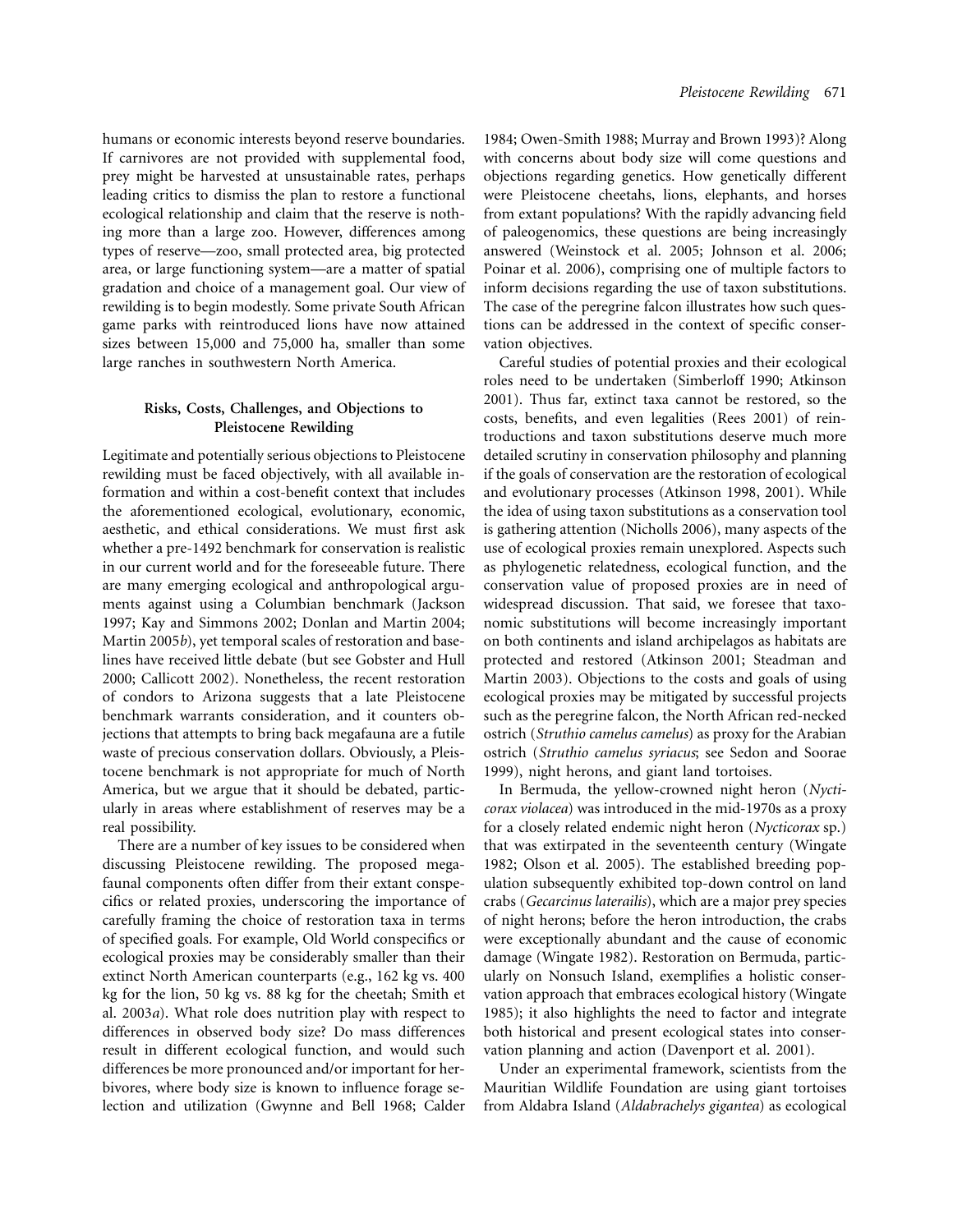humans or economic interests beyond reserve boundaries. If carnivores are not provided with supplemental food, prey might be harvested at unsustainable rates, perhaps leading critics to dismiss the plan to restore a functional ecological relationship and claim that the reserve is nothing more than a large zoo. However, differences among types of reserve—zoo, small protected area, big protected area, or large functioning system—are a matter of spatial gradation and choice of a management goal. Our view of rewilding is to begin modestly. Some private South African game parks with reintroduced lions have now attained sizes between 15,000 and 75,000 ha, smaller than some large ranches in southwestern North America.

## Risks, Costs, Challenges, and Objections to Pleistocene Rewilding

Legitimate and potentially serious objections to Pleistocene rewilding must be faced objectively, with all available information and within a cost-benefit context that includes the aforementioned ecological, evolutionary, economic, aesthetic, and ethical considerations. We must first ask whether a pre-1492 benchmark for conservation is realistic in our current world and for the foreseeable future. There are many emerging ecological and anthropological arguments against using a Columbian benchmark (Jackson 1997; Kay and Simmons 2002; Donlan and Martin 2004; Martin 2005*b*), yet temporal scales of restoration and baselines have received little debate (but see Gobster and Hull 2000; Callicott 2002). Nonetheless, the recent restoration of condors to Arizona suggests that a late Pleistocene benchmark warrants consideration, and it counters objections that attempts to bring back megafauna are a futile waste of precious conservation dollars. Obviously, a Pleistocene benchmark is not appropriate for much of North America, but we argue that it should be debated, particularly in areas where establishment of reserves may be a real possibility.

There are a number of key issues to be considered when discussing Pleistocene rewilding. The proposed megafaunal components often differ from their extant conspecifics or related proxies, underscoring the importance of carefully framing the choice of restoration taxa in terms of specified goals. For example, Old World conspecifics or ecological proxies may be considerably smaller than their extinct North American counterparts (e.g., 162 kg vs. 400 kg for the lion, 50 kg vs. 88 kg for the cheetah; Smith et al. 2003*a*). What role does nutrition play with respect to differences in observed body size? Do mass differences result in different ecological function, and would such differences be more pronounced and/or important for herbivores, where body size is known to influence forage selection and utilization (Gwynne and Bell 1968; Calder 1984; Owen-Smith 1988; Murray and Brown 1993)? Along with concerns about body size will come questions and objections regarding genetics. How genetically different were Pleistocene cheetahs, lions, elephants, and horses from extant populations? With the rapidly advancing field of paleogenomics, these questions are being increasingly answered (Weinstock et al. 2005; Johnson et al. 2006; Poinar et al. 2006), comprising one of multiple factors to inform decisions regarding the use of taxon substitutions. The case of the peregrine falcon illustrates how such questions can be addressed in the context of specific conservation objectives.

Careful studies of potential proxies and their ecological roles need to be undertaken (Simberloff 1990; Atkinson 2001). Thus far, extinct taxa cannot be restored, so the costs, benefits, and even legalities (Rees 2001) of reintroductions and taxon substitutions deserve much more detailed scrutiny in conservation philosophy and planning if the goals of conservation are the restoration of ecological and evolutionary processes (Atkinson 1998, 2001). While the idea of using taxon substitutions as a conservation tool is gathering attention (Nicholls 2006), many aspects of the use of ecological proxies remain unexplored. Aspects such as phylogenetic relatedness, ecological function, and the conservation value of proposed proxies are in need of widespread discussion. That said, we foresee that taxonomic substitutions will become increasingly important on both continents and island archipelagos as habitats are protected and restored (Atkinson 2001; Steadman and Martin 2003). Objections to the costs and goals of using ecological proxies may be mitigated by successful projects such as the peregrine falcon, the North African red-necked ostrich (*Struthio camelus camelus*) as proxy for the Arabian ostrich (*Struthio camelus syriacus*; see Sedon and Soorae 1999), night herons, and giant land tortoises.

In Bermuda, the yellow-crowned night heron (*Nycticorax violacea*) was introduced in the mid-1970s as a proxy for a closely related endemic night heron (*Nycticorax* sp.) that was extirpated in the seventeenth century (Wingate 1982; Olson et al. 2005). The established breeding population subsequently exhibited top-down control on land crabs (*Gecarcinus laterailis*), which are a major prey species of night herons; before the heron introduction, the crabs were exceptionally abundant and the cause of economic damage (Wingate 1982). Restoration on Bermuda, particularly on Nonsuch Island, exemplifies a holistic conservation approach that embraces ecological history (Wingate 1985); it also highlights the need to factor and integrate both historical and present ecological states into conservation planning and action (Davenport et al. 2001).

Under an experimental framework, scientists from the Mauritian Wildlife Foundation are using giant tortoises from Aldabra Island (*Aldabrachelys gigantea*) as ecological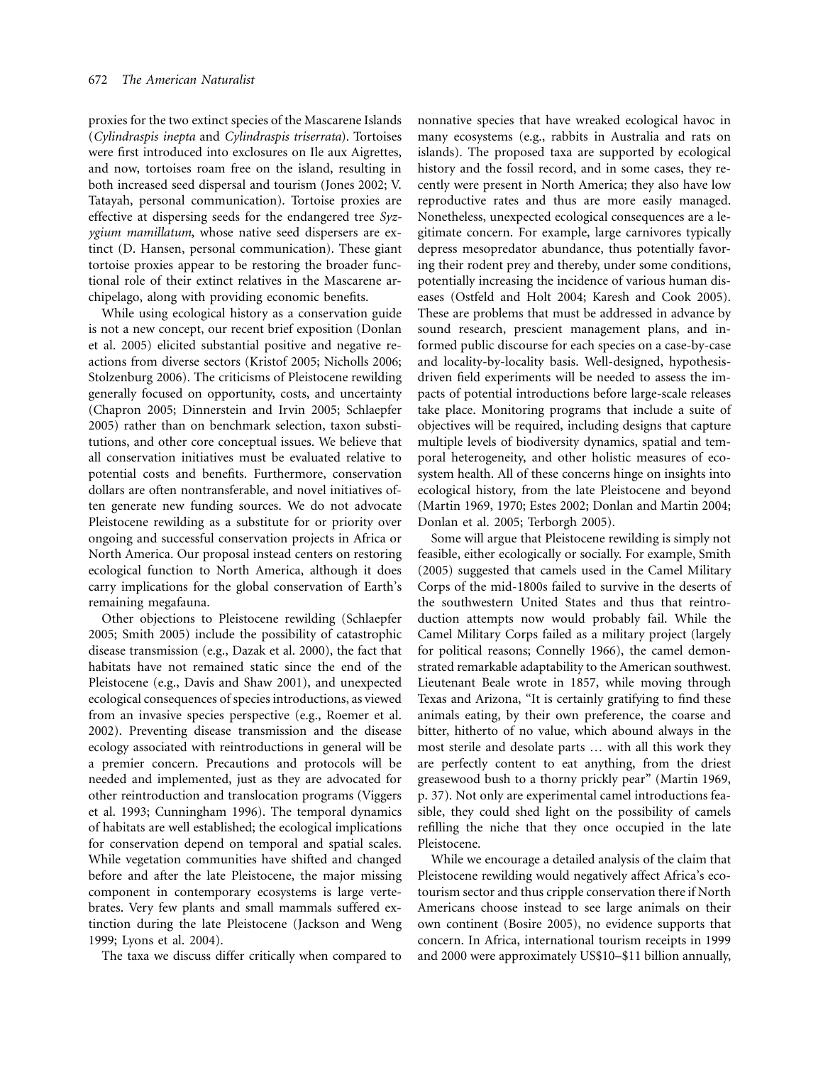proxies for the two extinct species of the Mascarene Islands (*Cylindraspis inepta* and *Cylindraspis triserrata*). Tortoises were first introduced into exclosures on Ile aux Aigrettes, and now, tortoises roam free on the island, resulting in both increased seed dispersal and tourism (Jones 2002; V. Tatayah, personal communication). Tortoise proxies are effective at dispersing seeds for the endangered tree *Syzygium mamillatum*, whose native seed dispersers are extinct (D. Hansen, personal communication). These giant tortoise proxies appear to be restoring the broader functional role of their extinct relatives in the Mascarene archipelago, along with providing economic benefits.

While using ecological history as a conservation guide is not a new concept, our recent brief exposition (Donlan et al. 2005) elicited substantial positive and negative reactions from diverse sectors (Kristof 2005; Nicholls 2006; Stolzenburg 2006). The criticisms of Pleistocene rewilding generally focused on opportunity, costs, and uncertainty (Chapron 2005; Dinnerstein and Irvin 2005; Schlaepfer 2005) rather than on benchmark selection, taxon substitutions, and other core conceptual issues. We believe that all conservation initiatives must be evaluated relative to potential costs and benefits. Furthermore, conservation dollars are often nontransferable, and novel initiatives often generate new funding sources. We do not advocate Pleistocene rewilding as a substitute for or priority over ongoing and successful conservation projects in Africa or North America. Our proposal instead centers on restoring ecological function to North America, although it does carry implications for the global conservation of Earth's remaining megafauna.

Other objections to Pleistocene rewilding (Schlaepfer 2005; Smith 2005) include the possibility of catastrophic disease transmission (e.g., Dazak et al. 2000), the fact that habitats have not remained static since the end of the Pleistocene (e.g., Davis and Shaw 2001), and unexpected ecological consequences of species introductions, as viewed from an invasive species perspective (e.g., Roemer et al. 2002). Preventing disease transmission and the disease ecology associated with reintroductions in general will be a premier concern. Precautions and protocols will be needed and implemented, just as they are advocated for other reintroduction and translocation programs (Viggers et al. 1993; Cunningham 1996). The temporal dynamics of habitats are well established; the ecological implications for conservation depend on temporal and spatial scales. While vegetation communities have shifted and changed before and after the late Pleistocene, the major missing component in contemporary ecosystems is large vertebrates. Very few plants and small mammals suffered extinction during the late Pleistocene (Jackson and Weng 1999; Lyons et al. 2004).

The taxa we discuss differ critically when compared to nonnative species that have wreaked ecological havoc in many ecosystems (e.g., rabbits in Australia and rats on islands). The proposed taxa are supported by ecological history and the fossil record, and in some cases, they recently were present in North America; they also have low reproductive rates and thus are more easily managed. Nonetheless, unexpected ecological consequences are a legitimate concern. For example, large carnivores typically depress mesopredator abundance, thus potentially favoring their rodent prey and thereby, under some conditions, potentially increasing the incidence of various human diseases (Ostfeld and Holt 2004; Karesh and Cook 2005). These are problems that must be addressed in advance by sound research, prescient management plans, and informed public discourse for each species on a case-by-case and locality-by-locality basis. Well-designed, hypothesis-driven field experiments will be needed to assess the impacts of potential introductions before large-scale releases take place. Monitoring programs that include a suite of objectives will be required, including designs that capture multiple levels of biodiversity dynamics, spatial and temporal heterogeneity, and other holistic measures of ecosystem health. All of these concerns hinge on insights into ecological history, from the late Pleistocene and beyond (Martin 1969, 1970; Estes 2002; Donlan and Martin 2004; Donlan et al. 2005; Terborgh 2005).

Some will argue that Pleistocene rewilding is simply not feasible, either ecologically or socially. For example, Smith (2005) suggested that camels used in the Camel Military Corps of the mid-1800s failed to survive in the deserts of the southwestern United States and thus that reintroduction attempts now would probably fail. While the Camel Military Corps failed as a military project (largely for political reasons; Connelly 1966), the camel demonstrated remarkable adaptability to the American southwest. Lieutenant Beale wrote in 1857, while moving through Texas and Arizona, "It is certainly gratifying to find these animals eating, by their own preference, the coarse and bitter, hitherto of no value, which abound always in the most sterile and desolate parts … with all this work they are perfectly content to eat anything, from the driest greasewood bush to a thorny prickly pear" (Martin 1969, p. 37). Not only are experimental camel introductions feasible, they could shed light on the possibility of camels refilling the niche that they once occupied in the late Pleistocene.

While we encourage a detailed analysis of the claim that Pleistocene rewilding would negatively affect Africa's ecotourism sector and thus cripple conservation there if North Americans choose instead to see large animals on their own continent (Bosire 2005), no evidence supports that concern. In Africa, international tourism receipts in 1999 and 2000 were approximately US$10–$11 billion annually,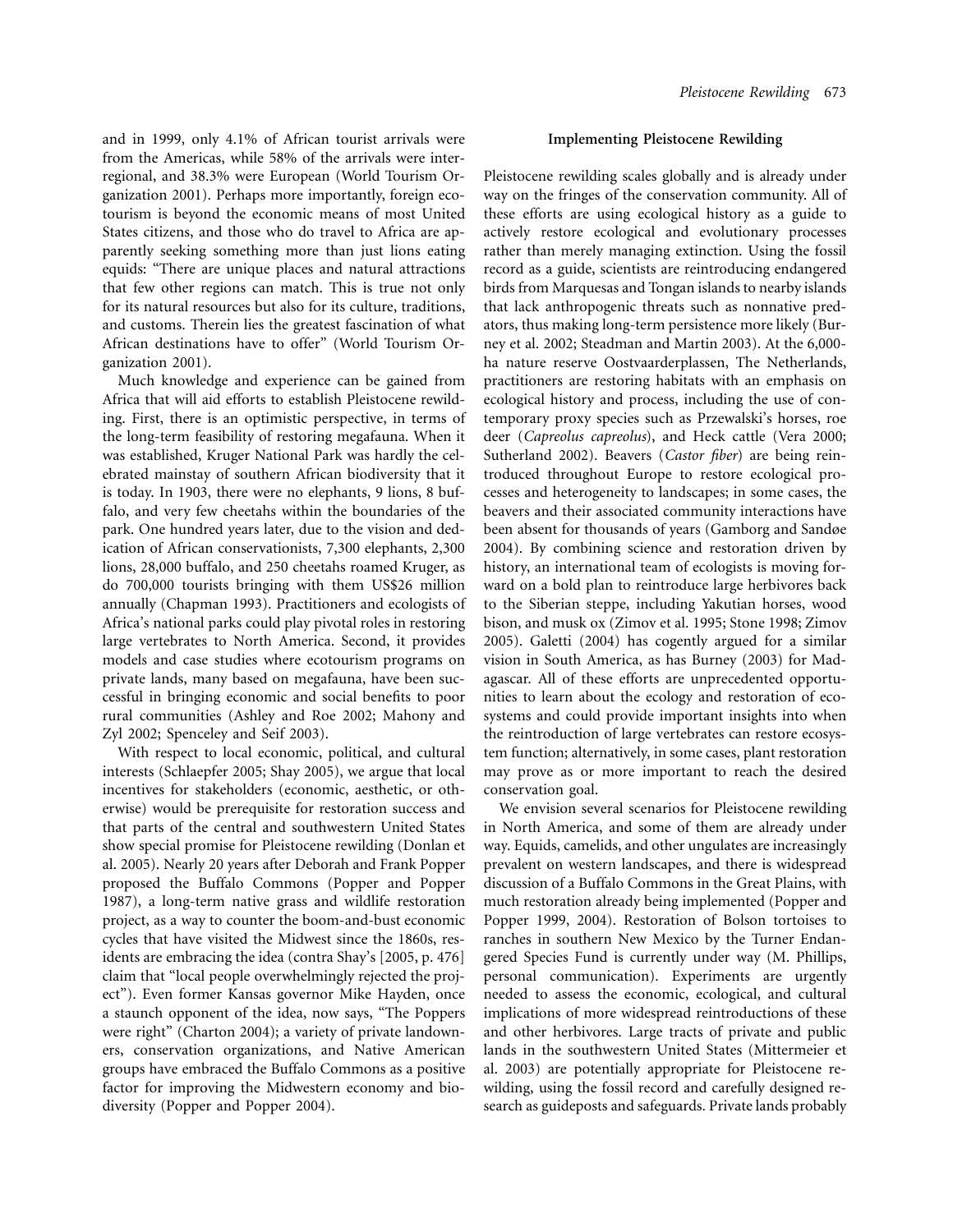and in 1999, only 4.1% of African tourist arrivals were from the Americas, while 58% of the arrivals were interregional, and 38.3% were European (World Tourism Organization 2001). Perhaps more importantly, foreign ecotourism is beyond the economic means of most United States citizens, and those who do travel to Africa are apparently seeking something more than just lions eating equids: "There are unique places and natural attractions that few other regions can match. This is true not only for its natural resources but also for its culture, traditions, and customs. Therein lies the greatest fascination of what African destinations have to offer" (World Tourism Organization 2001).

Much knowledge and experience can be gained from Africa that will aid efforts to establish Pleistocene rewilding. First, there is an optimistic perspective, in terms of the long-term feasibility of restoring megafauna. When it was established, Kruger National Park was hardly the celebrated mainstay of southern African biodiversity that it is today. In 1903, there were no elephants, 9 lions, 8 buffalo, and very few cheetahs within the boundaries of the park. One hundred years later, due to the vision and dedication of African conservationists, 7,300 elephants, 2,300 lions, 28,000 buffalo, and 250 cheetahs roamed Kruger, as do 700,000 tourists bringing with them US$26 million annually (Chapman 1993). Practitioners and ecologists of Africa's national parks could play pivotal roles in restoring large vertebrates to North America. Second, it provides models and case studies where ecotourism programs on private lands, many based on megafauna, have been successful in bringing economic and social benefits to poor rural communities (Ashley and Roe 2002; Mahony and Zyl 2002; Spenceley and Seif 2003).

With respect to local economic, political, and cultural interests (Schlaepfer 2005; Shay 2005), we argue that local incentives for stakeholders (economic, aesthetic, or otherwise) would be prerequisite for restoration success and that parts of the central and southwestern United States show special promise for Pleistocene rewilding (Donlan et al. 2005). Nearly 20 years after Deborah and Frank Popper proposed the Buffalo Commons (Popper and Popper 1987), a long-term native grass and wildlife restoration project, as a way to counter the boom-and-bust economic cycles that have visited the Midwest since the 1860s, residents are embracing the idea (contra Shay's [2005, p. 476] claim that "local people overwhelmingly rejected the project"). Even former Kansas governor Mike Hayden, once a staunch opponent of the idea, now says, "The Poppers were right" (Charton 2004); a variety of private landowners, conservation organizations, and Native American groups have embraced the Buffalo Commons as a positive factor for improving the Midwestern economy and biodiversity (Popper and Popper 2004).

## Implementing Pleistocene Rewilding

Pleistocene rewilding scales globally and is already under way on the fringes of the conservation community. All of these efforts are using ecological history as a guide to actively restore ecological and evolutionary processes rather than merely managing extinction. Using the fossil record as a guide, scientists are reintroducing endangered birds from Marquesas and Tongan islands to nearby islands that lack anthropogenic threats such as nonnative predators, thus making long-term persistence more likely (Burney et al. 2002; Steadman and Martin 2003). At the 6,000-ha nature reserve Oostvaarderplassen, The Netherlands, practitioners are restoring habitats with an emphasis on ecological history and process, including the use of contemporary proxy species such as Przewalski's horses, roe deer (*Capreolus capreolus*), and Heck cattle (Vera 2000; Sutherland 2002). Beavers (*Castor fiber*) are being reintroduced throughout Europe to restore ecological processes and heterogeneity to landscapes; in some cases, the beavers and their associated community interactions have been absent for thousands of years (Gamborg and Sandøe 2004). By combining science and restoration driven by history, an international team of ecologists is moving forward on a bold plan to reintroduce large herbivores back to the Siberian steppe, including Yakutian horses, wood bison, and musk ox (Zimov et al. 1995; Stone 1998; Zimov 2005). Galetti (2004) has cogently argued for a similar vision in South America, as has Burney (2003) for Madagascar. All of these efforts are unprecedented opportunities to learn about the ecology and restoration of ecosystems and could provide important insights into when the reintroduction of large vertebrates can restore ecosystem function; alternatively, in some cases, plant restoration may prove as or more important to reach the desired conservation goal.

We envision several scenarios for Pleistocene rewilding in North America, and some of them are already under way. Equids, camelids, and other ungulates are increasingly prevalent on western landscapes, and there is widespread discussion of a Buffalo Commons in the Great Plains, with much restoration already being implemented (Popper and Popper 1999, 2004). Restoration of Bolson tortoises to ranches in southern New Mexico by the Turner Endangered Species Fund is currently under way (M. Phillips, personal communication). Experiments are urgently needed to assess the economic, ecological, and cultural implications of more widespread reintroductions of these and other herbivores. Large tracts of private and public lands in the southwestern United States (Mittermeier et al. 2003) are potentially appropriate for Pleistocene rewilding, using the fossil record and carefully designed research as guideposts and safeguards. Private lands probably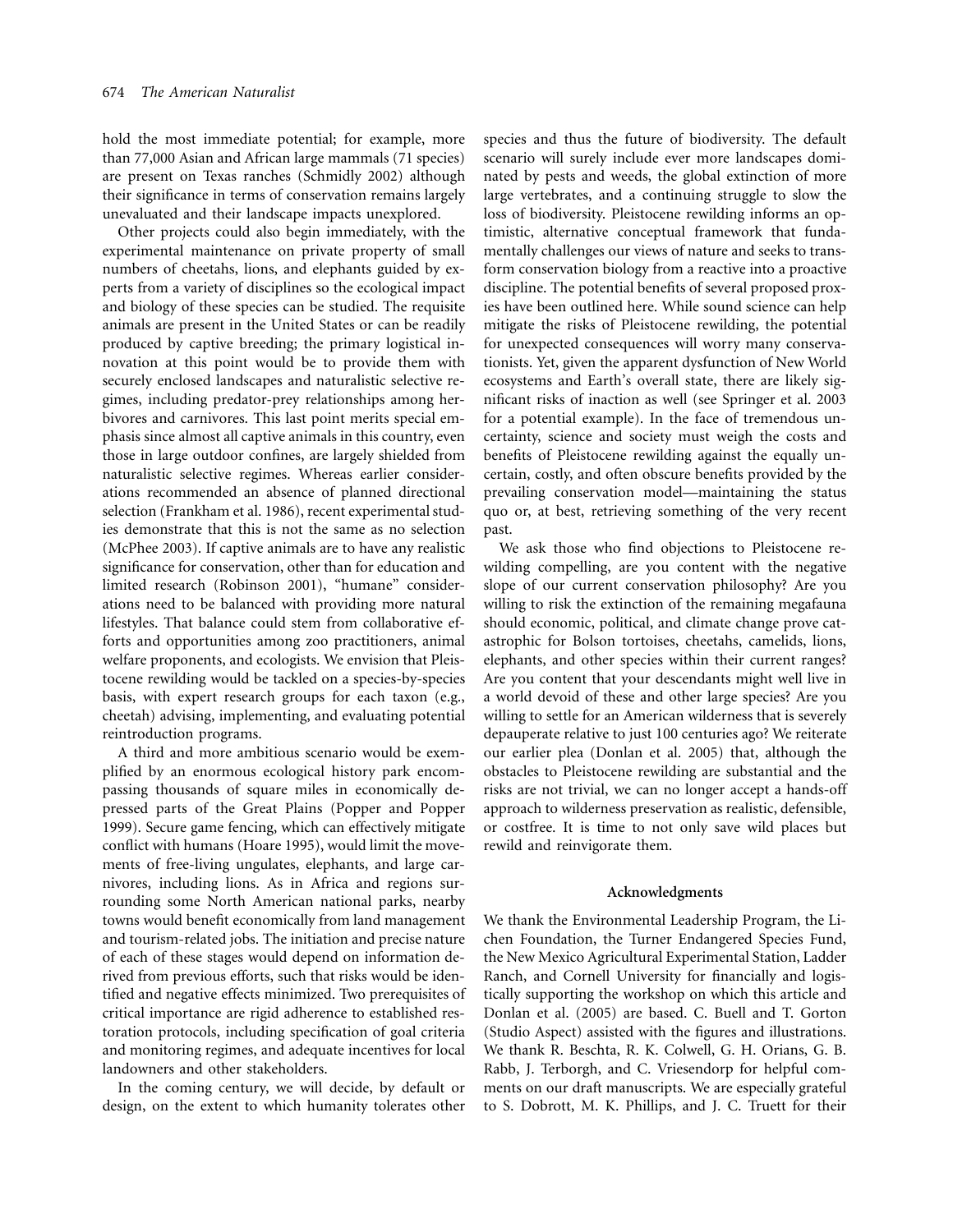hold the most immediate potential; for example, more than 77,000 Asian and African large mammals (71 species) are present on Texas ranches (Schmidly 2002) although their significance in terms of conservation remains largely unevaluated and their landscape impacts unexplored.

Other projects could also begin immediately, with the experimental maintenance on private property of small numbers of cheetahs, lions, and elephants guided by experts from a variety of disciplines so the ecological impact and biology of these species can be studied. The requisite animals are present in the United States or can be readily produced by captive breeding; the primary logistical innovation at this point would be to provide them with securely enclosed landscapes and naturalistic selective regimes, including predator-prey relationships among herbivores and carnivores. This last point merits special emphasis since almost all captive animals in this country, even those in large outdoor confines, are largely shielded from naturalistic selective regimes. Whereas earlier considerations recommended an absence of planned directional selection (Frankham et al. 1986), recent experimental studies demonstrate that this is not the same as no selection (McPhee 2003). If captive animals are to have any realistic significance for conservation, other than for education and limited research (Robinson 2001), "humane" considerations need to be balanced with providing more natural lifestyles. That balance could stem from collaborative efforts and opportunities among zoo practitioners, animal welfare proponents, and ecologists. We envision that Pleistocene rewilding would be tackled on a species-by-species basis, with expert research groups for each taxon (e.g., cheetah) advising, implementing, and evaluating potential reintroduction programs.

A third and more ambitious scenario would be exemplified by an enormous ecological history park encompassing thousands of square miles in economically depressed parts of the Great Plains (Popper and Popper 1999). Secure game fencing, which can effectively mitigate conflict with humans (Hoare 1995), would limit the movements of free-living ungulates, elephants, and large carnivores, including lions. As in Africa and regions surrounding some North American national parks, nearby towns would benefit economically from land management and tourism-related jobs. The initiation and precise nature of each of these stages would depend on information derived from previous efforts, such that risks would be identified and negative effects minimized. Two prerequisites of critical importance are rigid adherence to established restoration protocols, including specification of goal criteria and monitoring regimes, and adequate incentives for local landowners and other stakeholders.

In the coming century, we will decide, by default or design, on the extent to which humanity tolerates other species and thus the future of biodiversity. The default scenario will surely include ever more landscapes dominated by pests and weeds, the global extinction of more large vertebrates, and a continuing struggle to slow the loss of biodiversity. Pleistocene rewilding informs an optimistic, alternative conceptual framework that fundamentally challenges our views of nature and seeks to transform conservation biology from a reactive into a proactive discipline. The potential benefits of several proposed proxies have been outlined here. While sound science can help mitigate the risks of Pleistocene rewilding, the potential for unexpected consequences will worry many conservationists. Yet, given the apparent dysfunction of New World ecosystems and Earth's overall state, there are likely significant risks of inaction as well (see Springer et al. 2003 for a potential example). In the face of tremendous uncertainty, science and society must weigh the costs and benefits of Pleistocene rewilding against the equally uncertain, costly, and often obscure benefits provided by the prevailing conservation model—maintaining the status quo or, at best, retrieving something of the very recent past.

We ask those who find objections to Pleistocene rewilding compelling, are you content with the negative slope of our current conservation philosophy? Are you willing to risk the extinction of the remaining megafauna should economic, political, and climate change prove catastrophic for Bolson tortoises, cheetahs, camelids, lions, elephants, and other species within their current ranges? Are you content that your descendants might well live in a world devoid of these and other large species? Are you willing to settle for an American wilderness that is severely depauperate relative to just 100 centuries ago? We reiterate our earlier plea (Donlan et al. 2005) that, although the obstacles to Pleistocene rewilding are substantial and the risks are not trivial, we can no longer accept a hands-off approach to wilderness preservation as realistic, defensible, or costfree. It is time to not only save wild places but rewild and reinvigorate them.

## Acknowledgments

We thank the Environmental Leadership Program, the Lichen Foundation, the Turner Endangered Species Fund, the New Mexico Agricultural Experimental Station, Ladder Ranch, and Cornell University for financially and logistically supporting the workshop on which this article and Donlan et al. (2005) are based. C. Buell and T. Gorton (Studio Aspect) assisted with the figures and illustrations. We thank R. Beschta, R. K. Colwell, G. H. Orians, G. B. Rabb, J. Terborgh, and C. Vriesendorp for helpful comments on our draft manuscripts. We are especially grateful to S. Dobrott, M. K. Phillips, and J. C. Truett for their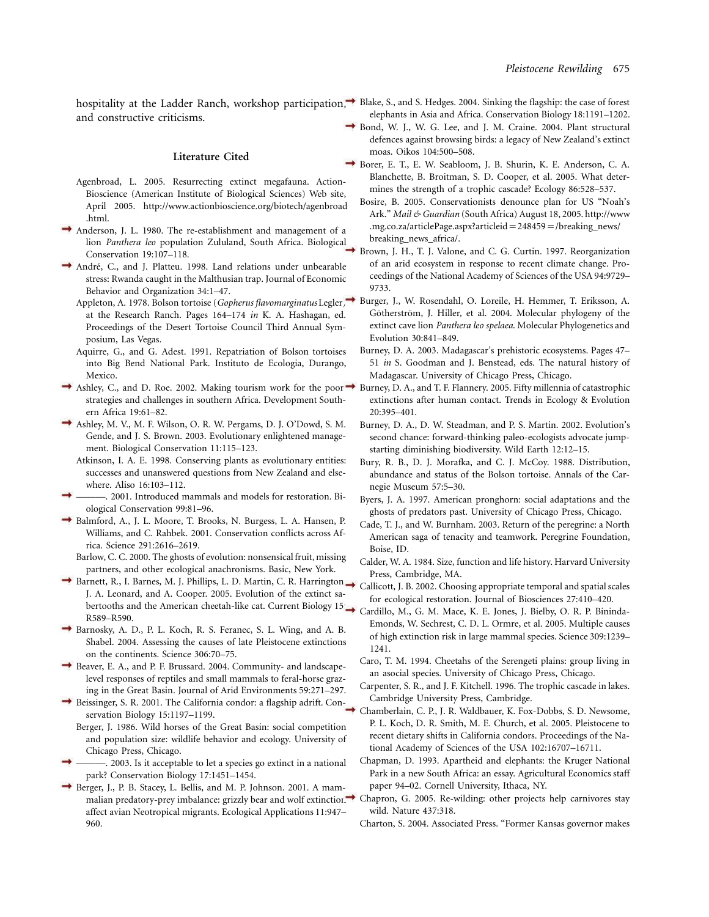hospitality at the Ladder Ranch, workshop participation, and constructive criticisms.

## Literature Cited

Agenbroad, L. 2005. Resurrecting extinct megafauna. ActionBioscience (American Institute of Biological Sciences) Web site, April 2005. http://www.actionbioscience.org/biotech/agenbroad.html.

Anderson, J. L. 1980. The re-establishment and management of a lion *Panthera leo* population Zululand, South Africa. Biological Conservation 19:107–118.

André, C., and J. Platteu. 1998. Land relations under unbearable stress: Rwanda caught in the Malthusian trap. Journal of Economic Behavior and Organization 34:1–47.

Appleton, A. 1978. Bolson tortoise (*Gopherus flavomarginatus* Legler) at the Research Ranch. Pages 164–174 *in* K. A. Hashagan, ed. Proceedings of the Desert Tortoise Council Third Annual Symposium, Las Vegas.

Aquirre, G., and G. Adest. 1991. Repatriation of Bolson tortoises into Big Bend National Park. Instituto de Ecologia, Durango, Mexico.

Ashley, C., and D. Roe. 2002. Making tourism work for the poor: strategies and challenges in southern Africa. Development Southern Africa 19:61–82.

Ashley, M. V., M. F. Wilson, O. R. W. Pergams, D. J. O'Dowd, S. M. Gende, and J. S. Brown. 2003. Evolutionary enlightened management. Biological Conservation 11:115–123.

Atkinson, I. A. E. 1998. Conserving plants as evolutionary entities: successes and unanswered questions from New Zealand and elsewhere. Aliso 16:103–112.

———. 2001. Introduced mammals and models for restoration. Biological Conservation 99:81–96.

Balmford, A., J. L. Moore, T. Brooks, N. Burgess, L. A. Hansen, P. Williams, and C. Rahbek. 2001. Conservation conflicts across Africa. Science 291:2616–2619.

Barlow, C. C. 2000. The ghosts of evolution: nonsensical fruit, missing partners, and other ecological anachronisms. Basic, New York.

Barnett, R., I. Barnes, M. J. Phillips, L. D. Martin, C. R. Harrington, J. A. Leonard, and A. Cooper. 2005. Evolution of the extinct sabertooths and the American cheetah-like cat. Current Biology 15:R589–R590.

Barnosky, A. D., P. L. Koch, R. S. Feranec, S. L. Wing, and A. B. Shabel. 2004. Assessing the causes of late Pleistocene extinctions on the continents. Science 306:70–75.

Beaver, E. A., and P. F. Brussard. 2004. Community- and landscape-level responses of reptiles and small mammals to feral-horse grazing in the Great Basin. Journal of Arid Environments 59:271–297.

Beissinger, S. R. 2001. The California condor: a flagship adrift. Conservation Biology 15:1197–1199.

Berger, J. 1986. Wild horses of the Great Basin: social competition and population size: wildlife behavior and ecology. University of Chicago Press, Chicago.

———. 2003. Is it acceptable to let a species go extinct in a national park? Conservation Biology 17:1451–1454.

Berger, J., P. B. Stacey, L. Bellis, and M. P. Johnson. 2001. A mammalian predatory-prey imbalance: grizzly bear and wolf extinction affect avian Neotropical migrants. Ecological Applications 11:947–960.

Blake, S., and S. Hedges. 2004. Sinking the flagship: the case of forest elephants in Asia and Africa. Conservation Biology 18:1191–1202.

Bond, W. J., W. G. Lee, and J. M. Craine. 2004. Plant structural defences against browsing birds: a legacy of New Zealand's extinct moas. Oikos 104:500–508.

Borer, E. T., E. W. Seabloom, J. B. Shurin, K. E. Anderson, C. A. Blanchette, B. Broitman, S. D. Cooper, et al. 2005. What determines the strength of a trophic cascade? Ecology 86:528–537.

Bosire, B. 2005. Conservationists denounce plan for US "Noah's Ark." *Mail & Guardian* (South Africa) August 18, 2005. http://www.mg.co.za/articlePage.aspx?articleid=248459=/breaking_news/breaking_news_africa/.

Brown, J. H., T. J. Valone, and C. G. Curtin. 1997. Reorganization of an arid ecosystem in response to recent climate change. Proceedings of the National Academy of Sciences of the USA 94:9729–9733.

Burger, J., W. Rosendahl, O. Loreile, H. Hemmer, T. Eriksson, A. Götherström, J. Hiller, et al. 2004. Molecular phylogeny of the extinct cave lion *Panthera leo spelaea*. Molecular Phylogenetics and Evolution 30:841–849.

Burney, D. A. 2003. Madagascar's prehistoric ecosystems. Pages 47–51 *in* S. Goodman and J. Benstead, eds. The natural history of Madagascar. University of Chicago Press, Chicago.

Burney, D. A., and T. F. Flannery. 2005. Fifty millennia of catastrophic extinctions after human contact. Trends in Ecology & Evolution 20:395–401.

Burney, D. A., D. W. Steadman, and P. S. Martin. 2002. Evolution's second chance: forward-thinking paleo-ecologists advocate jump-starting diminishing biodiversity. Wild Earth 12:12–15.

Bury, R. B., D. J. Morafka, and C. J. McCoy. 1988. Distribution, abundance and status of the Bolson tortoise. Annals of the Carnegie Museum 57:5–30.

Byers, J. A. 1997. American pronghorn: social adaptations and the ghosts of predators past. University of Chicago Press, Chicago.

Cade, T. J., and W. Burnham. 2003. Return of the peregrine: a North American saga of tenacity and teamwork. Peregrine Foundation, Boise, ID.

Calder, W. A. 1984. Size, function and life history. Harvard University Press, Cambridge, MA.

Callicott, J. B. 2002. Choosing appropriate temporal and spatial scales for ecological restoration. Journal of Biosciences 27:410–420.

Cardillo, M., G. M. Mace, K. E. Jones, J. Bielby, O. R. P. Bininda-Emonds, W. Sechrest, C. D. L. Ormre, et al. 2005. Multiple causes of high extinction risk in large mammal species. Science 309:1239–1241.

Caro, T. M. 1994. Cheetahs of the Serengeti plains: group living in an asocial species. University of Chicago Press, Chicago.

Carpenter, S. R., and J. F. Kitchell. 1996. The trophic cascade in lakes. Cambridge University Press, Cambridge.

Chamberlain, C. P., J. R. Waldbauer, K. Fox-Dobbs, S. D. Newsome, P. L. Koch, D. R. Smith, M. E. Church, et al. 2005. Pleistocene to recent dietary shifts in California condors. Proceedings of the National Academy of Sciences of the USA 102:16707–16711.

Chapman, D. 1993. Apartheid and elephants: the Kruger National Park in a new South Africa: an essay. Agricultural Economics staff paper 94–02. Cornell University, Ithaca, NY.

Chapron, G. 2005. Re-wilding: other projects help carnivores stay wild. Nature 437:318.

Charton, S. 2004. Associated Press. "Former Kansas governor makes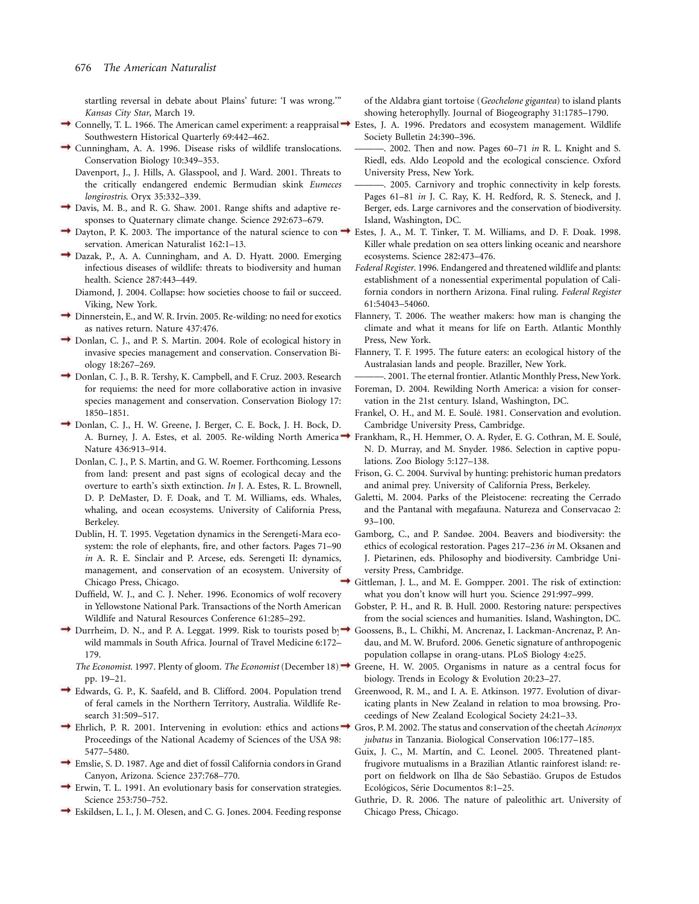startling reversal in debate about Plains' future: 'I was wrong.'" *Kansas City Star*, March 19.

Connelly, T. L. 1966. The American camel experiment: a reappraisal. Southwestern Historical Quarterly 69:442–462.

Cunningham, A. A. 1996. Disease risks of wildlife translocations. Conservation Biology 10:349–353.

Davenport, J., J. Hills, A. Glasspool, and J. Ward. 2001. Threats to the critically endangered endemic Bermudian skink *Eumeces longirostris*. Oryx 35:332–339.

Davis, M. B., and R. G. Shaw. 2001. Range shifts and adaptive responses to Quaternary climate change. Science 292:673–679.

Dayton, P. K. 2003. The importance of the natural science to conservation. American Naturalist 162:1–13.

Dazak, P., A. A. Cunningham, and A. D. Hyatt. 2000. Emerging infectious diseases of wildlife: threats to biodiversity and human health. Science 287:443–449.

Diamond, J. 2004. Collapse: how societies choose to fail or succeed. Viking, New York.

Dinnerstein, E., and W. R. Irvin. 2005. Re-wilding: no need for exotics as natives return. Nature 437:476.

Donlan, C. J., and P. S. Martin. 2004. Role of ecological history in invasive species management and conservation. Conservation Biology 18:267–269.

Donlan, C. J., B. R. Tershy, K. Campbell, and F. Cruz. 2003. Research for requiems: the need for more collaborative action in invasive species management and conservation. Conservation Biology 17: 1850–1851.

Donlan, C. J., H. W. Greene, J. Berger, C. E. Bock, J. H. Bock, D. A. Burney, J. A. Estes, et al. 2005. Re-wilding North America. Nature 436:913–914.

Donlan, C. J., P. S. Martin, and G. W. Roemer. Forthcoming. Lessons from land: present and past signs of ecological decay and the overture to earth's sixth extinction. *In* J. A. Estes, R. L. Brownell, D. P. DeMaster, D. F. Doak, and T. M. Williams, eds. Whales, whaling, and ocean ecosystems. University of California Press, Berkeley.

Dublin, H. T. 1995. Vegetation dynamics in the Serengeti-Mara ecosystem: the role of elephants, fire, and other factors. Pages 71–90 *in* A. R. E. Sinclair and P. Arcese, eds. Serengeti II: dynamics, management, and conservation of an ecosystem. University of Chicago Press, Chicago.

Duffield, W. J., and C. J. Neher. 1996. Economics of wolf recovery in Yellowstone National Park. Transactions of the North American Wildlife and Natural Resources Conference 61:285–292.

Durrheim, D. N., and P. A. Leggat. 1999. Risk to tourists posed by wild mammals in South Africa. Journal of Travel Medicine 6:172–179.

*The Economist*. 1997. Plenty of gloom. *The Economist* (December 18), pp. 19–21.

Edwards, G. P., K. Saafeld, and B. Clifford. 2004. Population trend of feral camels in the Northern Territory, Australia. Wildlife Research 31:509–517.

Ehrlich, P. R. 2001. Intervening in evolution: ethics and actions. Proceedings of the National Academy of Sciences of the USA 98: 5477–5480.

Emslie, S. D. 1987. Age and diet of fossil California condors in Grand Canyon, Arizona. Science 237:768–770.

Erwin, T. L. 1991. An evolutionary basis for conservation strategies. Science 253:750–752.

Eskildsen, L. I., J. M. Olesen, and C. G. Jones. 2004. Feeding response of the Aldabra giant tortoise (*Geochelone gigantea*) to island plants showing heterophylly. Journal of Biogeography 31:1785–1790.

Estes, J. A. 1996. Predators and ecosystem management. Wildlife Society Bulletin 24:390–396.

———. 2002. Then and now. Pages 60–71 *in* R. L. Knight and S. Riedl, eds. Aldo Leopold and the ecological conscience. Oxford University Press, New York.

———. 2005. Carnivory and trophic connectivity in kelp forests. Pages 61–81 *in* J. C. Ray, K. H. Redford, R. S. Steneck, and J. Berger, eds. Large carnivores and the conservation of biodiversity. Island, Washington, DC.

Estes, J. A., M. T. Tinker, T. M. Williams, and D. F. Doak. 1998. Killer whale predation on sea otters linking oceanic and nearshore ecosystems. Science 282:473–476.

*Federal Register*. 1996. Endangered and threatened wildlife and plants: establishment of a nonessential experimental population of California condors in northern Arizona. Final ruling. *Federal Register* 61:54043–54060.

Flannery, T. 2006. The weather makers: how man is changing the climate and what it means for life on Earth. Atlantic Monthly Press, New York.

Flannery, T. F. 1995. The future eaters: an ecological history of the Australasian lands and people. Braziller, New York.

———. 2001. The eternal frontier. Atlantic Monthly Press, New York.

Foreman, D. 2004. Rewilding North America: a vision for conservation in the 21st century. Island, Washington, DC.

Frankel, O. H., and M. E. Soulé. 1981. Conservation and evolution. Cambridge University Press, Cambridge.

Frankham, R., H. Hemmer, O. A. Ryder, E. G. Cothran, M. E. Soulé, N. D. Murray, and M. Snyder. 1986. Selection in captive populations. Zoo Biology 5:127–138.

Frison, G. C. 2004. Survival by hunting: prehistoric human predators and animal prey. University of California Press, Berkeley.

Galetti, M. 2004. Parks of the Pleistocene: recreating the Cerrado and the Pantanal with megafauna. Natureza and Conservacao 2: 93–100.

Gamborg, C., and P. Sandøe. 2004. Beavers and biodiversity: the ethics of ecological restoration. Pages 217–236 *in* M. Oksanen and J. Pietarinen, eds. Philosophy and biodiversity. Cambridge University Press, Cambridge.

Gittleman, J. L., and M. E. Gompper. 2001. The risk of extinction: what you don't know will hurt you. Science 291:997–999.

Gobster, P. H., and R. B. Hull. 2000. Restoring nature: perspectives from the social sciences and humanities. Island, Washington, DC.

Goossens, B., L. Chikhi, M. Ancrenaz, I. Lackman-Ancrenaz, P. Andau, and M. W. Bruford. 2006. Genetic signature of anthropogenic population collapse in orang-utans. PLoS Biology 4:e25.

Greene, H. W. 2005. Organisms in nature as a central focus for biology. Trends in Ecology & Evolution 20:23–27.

Greenwood, R. M., and I. A. E. Atkinson. 1977. Evolution of divaricating plants in New Zealand in relation to moa browsing. Proceedings of New Zealand Ecological Society 24:21–33.

Gros, P. M. 2002. The status and conservation of the cheetah *Acinonyx jubatus* in Tanzania. Biological Conservation 106:177–185.

Guix, J. C., M. Martín, and C. Leonel. 2005. Threatened plant-frugivore mutualisms in a Brazilian Atlantic rainforest island: report on fieldwork on Ilha de São Sebastião. Grupos de Estudos Ecológicos, Série Documentos 8:1–25.

Guthrie, D. R. 2006. The nature of paleolithic art. University of Chicago Press, Chicago.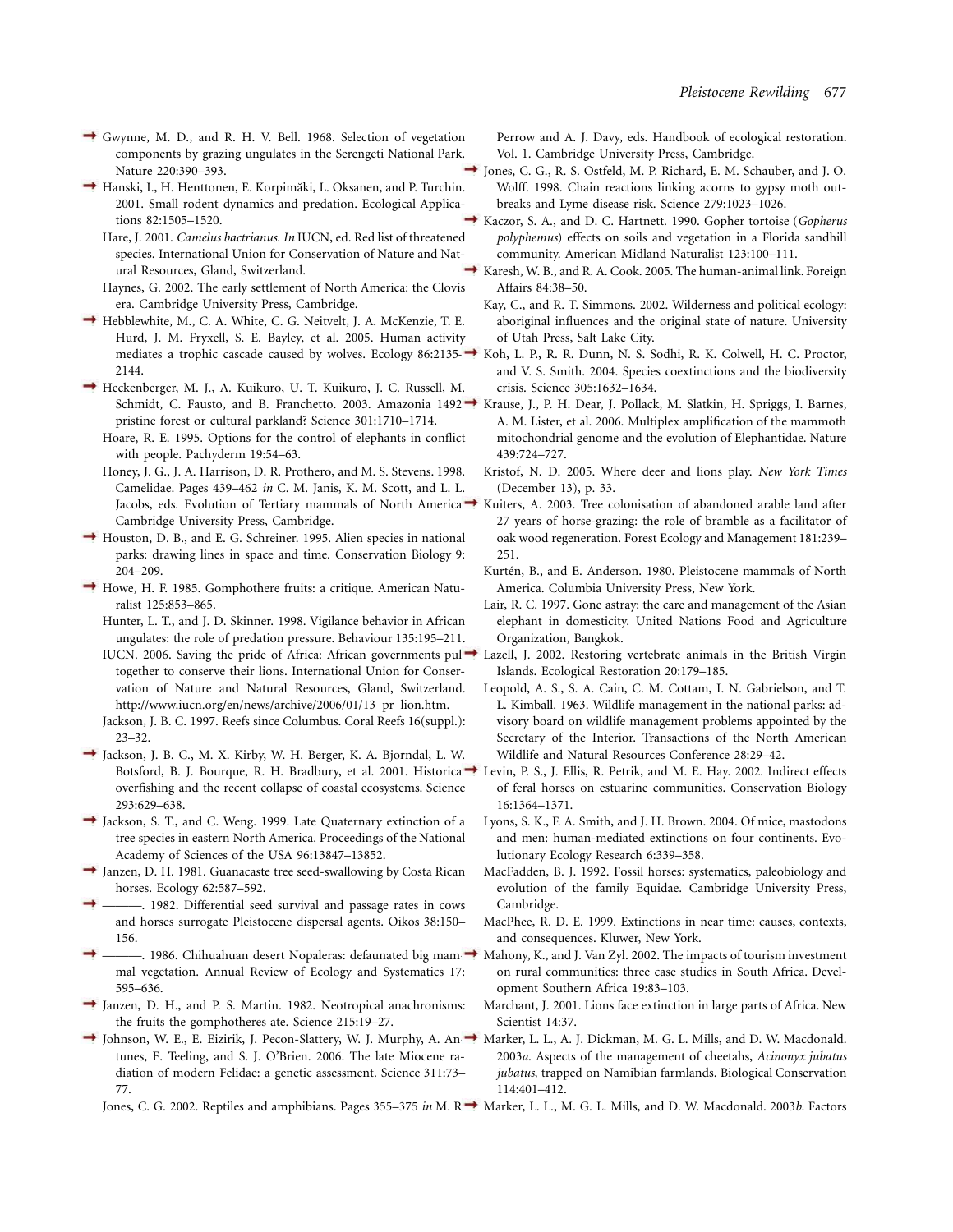Gwynne, M. D., and R. H. V. Bell. 1968. Selection of vegetation components by grazing ungulates in the Serengeti National Park. Nature 220:390–393.

Hanski, I., H. Henttonen, E. Korpimäki, L. Oksanen, and P. Turchin. 2001. Small rodent dynamics and predation. Ecological Applications 82:1505–1520.

Hare, J. 2001. *Camelus bactrianus*. *In* IUCN, ed. Red list of threatened species. International Union for Conservation of Nature and Natural Resources, Gland, Switzerland.

Haynes, G. 2002. The early settlement of North America: the Clovis era. Cambridge University Press, Cambridge.

Hebblewhite, M., C. A. White, C. G. Neitvelt, J. A. McKenzie, T. E. Hurd, J. M. Fryxell, S. E. Bayley, et al. 2005. Human activity mediates a trophic cascade caused by wolves. Ecology 86:2135-2144.

Heckenberger, M. J., A. Kuikuro, U. T. Kuikuro, J. C. Russell, M. Schmidt, C. Fausto, and B. Franchetto. 2003. Amazonia 1492 pristine forest or cultural parkland? Science 301:1710–1714.

Hoare, R. E. 1995. Options for the control of elephants in conflict with people. Pachyderm 19:54–63.

Honey, J. G., J. A. Harrison, D. R. Prothero, and M. S. Stevens. 1998. Camelidae. Pages 439–462 *in* C. M. Janis, K. M. Scott, and L. L. Jacobs, eds. Evolution of Tertiary mammals of North America Cambridge University Press, Cambridge.

Houston, D. B., and E. G. Schreiner. 1995. Alien species in national parks: drawing lines in space and time. Conservation Biology 9: 204–209.

Howe, H. F. 1985. Gomphothere fruits: a critique. American Naturalist 125:853–865.

Hunter, L. T., and J. D. Skinner. 1998. Vigilance behavior in African ungulates: the role of predation pressure. Behaviour 135:195–211.

IUCN. 2006. Saving the pride of Africa: African governments pul together to conserve their lions. International Union for Conservation of Nature and Natural Resources, Gland, Switzerland. http://www.iucn.org/en/news/archive/2006/01/13_pr_lion.htm.

Jackson, J. B. C. 1997. Reefs since Columbus. Coral Reefs 16(suppl.): 23–32.

Jackson, J. B. C., M. X. Kirby, W. H. Berger, K. A. Bjorndal, L. W. Botsford, B. J. Bourque, R. H. Bradbury, et al. 2001. Historica overfishing and the recent collapse of coastal ecosystems. Science 293:629–638.

Jackson, S. T., and C. Weng. 1999. Late Quaternary extinction of a tree species in eastern North America. Proceedings of the National Academy of Sciences of the USA 96:13847–13852.

Janzen, D. H. 1981. Guanacaste tree seed-swallowing by Costa Rican horses. Ecology 62:587–592.

———. 1982. Differential seed survival and passage rates in cows and horses surrogate Pleistocene dispersal agents. Oikos 38:150–156.

———. 1986. Chihuahuan desert Nopaleras: defaunated big mammal vegetation. Annual Review of Ecology and Systematics 17: 595–636.

Janzen, D. H., and P. S. Martin. 1982. Neotropical anachronisms: the fruits the gomphotheres ate. Science 215:19–27.

Johnson, W. E., E. Eizirik, J. Pecon-Slattery, W. J. Murphy, A. Antunes, E. Teeling, and S. J. O'Brien. 2006. The late Miocene radiation of modern Felidae: a genetic assessment. Science 311:73–77.

Jones, C. G. 2002. Reptiles and amphibians. Pages 355–375 *in* M. R Perrow and A. J. Davy, eds. Handbook of ecological restoration. Vol. 1. Cambridge University Press, Cambridge.

Jones, C. G., R. S. Ostfeld, M. P. Richard, E. M. Schauber, and J. O. Wolff. 1998. Chain reactions linking acorns to gypsy moth outbreaks and Lyme disease risk. Science 279:1023–1026.

Kaczor, S. A., and D. C. Hartnett. 1990. Gopher tortoise (*Gopherus polyphemus*) effects on soils and vegetation in a Florida sandhill community. American Midland Naturalist 123:100–111.

Karesh, W. B., and R. A. Cook. 2005. The human-animal link. Foreign Affairs 84:38–50.

Kay, C., and R. T. Simmons. 2002. Wilderness and political ecology: aboriginal influences and the original state of nature. University of Utah Press, Salt Lake City.

Koh, L. P., R. R. Dunn, N. S. Sodhi, R. K. Colwell, H. C. Proctor, and V. S. Smith. 2004. Species coextinctions and the biodiversity crisis. Science 305:1632–1634.

Krause, J., P. H. Dear, J. Pollack, M. Slatkin, H. Spriggs, I. Barnes, A. M. Lister, et al. 2006. Multiplex amplification of the mammoth mitochondrial genome and the evolution of Elephantidae. Nature 439:724–727.

Kristof, N. D. 2005. Where deer and lions play. *New York Times* (December 13), p. 33.

Kuiters, A. 2003. Tree colonisation of abandoned arable land after 27 years of horse-grazing: the role of bramble as a facilitator of oak wood regeneration. Forest Ecology and Management 181:239–251.

Kurtén, B., and E. Anderson. 1980. Pleistocene mammals of North America. Columbia University Press, New York.

Lair, R. C. 1997. Gone astray: the care and management of the Asian elephant in domesticity. United Nations Food and Agriculture Organization, Bangkok.

Lazell, J. 2002. Restoring vertebrate animals in the British Virgin Islands. Ecological Restoration 20:179–185.

Leopold, A. S., S. A. Cain, C. M. Cottam, I. N. Gabrielson, and T. L. Kimball. 1963. Wildlife management in the national parks: advisory board on wildlife management problems appointed by the Secretary of the Interior. Transactions of the North American Wildlife and Natural Resources Conference 28:29–42.

Levin, P. S., J. Ellis, R. Petrik, and M. E. Hay. 2002. Indirect effects of feral horses on estuarine communities. Conservation Biology 16:1364–1371.

Lyons, S. K., F. A. Smith, and J. H. Brown. 2004. Of mice, mastodons and men: human-mediated extinctions on four continents. Evolutionary Ecology Research 6:339–358.

MacFadden, B. J. 1992. Fossil horses: systematics, paleobiology and evolution of the family Equidae. Cambridge University Press, Cambridge.

MacPhee, R. D. E. 1999. Extinctions in near time: causes, contexts, and consequences. Kluwer, New York.

Mahony, K., and J. Van Zyl. 2002. The impacts of tourism investment on rural communities: three case studies in South Africa. Development Southern Africa 19:83–103.

Marchant, J. 2001. Lions face extinction in large parts of Africa. New Scientist 14:37.

Marker, L. L., A. J. Dickman, M. G. L. Mills, and D. W. Macdonald. 2003*a*. Aspects of the management of cheetahs, *Acinonyx jubatus jubatus*, trapped on Namibian farmlands. Biological Conservation 114:401–412.

Marker, L. L., M. G. L. Mills, and D. W. Macdonald. 2003*b*. Factors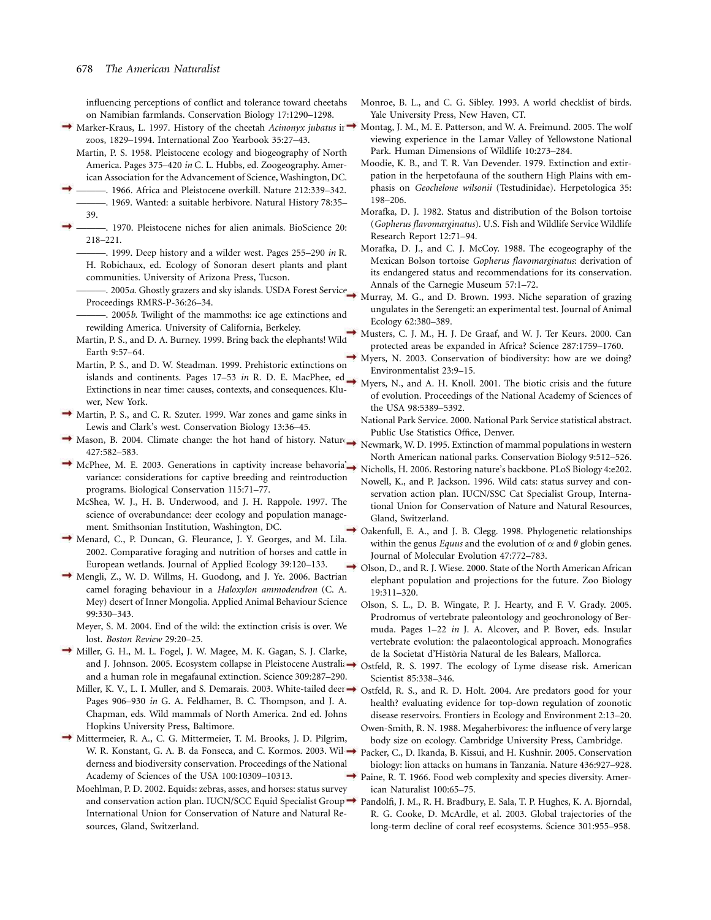influencing perceptions of conflict and tolerance toward cheetahs on Namibian farmlands. Conservation Biology 17:1290–1298.

Marker-Kraus, L. 1997. History of the cheetah *Acinonyx jubatus* in zoos, 1829–1994. International Zoo Yearbook 35:27–43.

Martin, P. S. 1958. Pleistocene ecology and biogeography of North America. Pages 375–420 *in* C. L. Hubbs, ed. Zoogeography. American Association for the Advancement of Science, Washington, DC.

———. 1966. Africa and Pleistocene overkill. Nature 212:339–342.

———. 1969. Wanted: a suitable herbivore. Natural History 78:35–39.

———. 1970. Pleistocene niches for alien animals. BioScience 20: 218–221.

———. 1999. Deep history and a wilder west. Pages 255–290 *in* R. H. Robichaux, ed. Ecology of Sonoran desert plants and plant communities. University of Arizona Press, Tucson.

———. 2005*a*. Ghostly grazers and sky islands. USDA Forest Service Proceedings RMRS-P-36:26–34.

———. 2005*b*. Twilight of the mammoths: ice age extinctions and rewilding America. University of California, Berkeley.

Martin, P. S., and D. A. Burney. 1999. Bring back the elephants! Wild Earth 9:57–64.

Martin, P. S., and D. W. Steadman. 1999. Prehistoric extinctions on islands and continents. Pages 17–53 *in* R. D. E. MacPhee, ed. Extinctions in near time: causes, contexts, and consequences. Kluwer, New York.

Martin, P. S., and C. R. Szuter. 1999. War zones and game sinks in Lewis and Clark's west. Conservation Biology 13:36–45.

Mason, B. 2004. Climate change: the hot hand of history. Nature 427:582–583.

McPhee, M. E. 2003. Generations in captivity increase behavioral variance: considerations for captive breeding and reintroduction programs. Biological Conservation 115:71–77.

McShea, W. J., H. B. Underwood, and J. H. Rappole. 1997. The science of overabundance: deer ecology and population management. Smithsonian Institution, Washington, DC.

Menard, C., P. Duncan, G. Fleurance, J. Y. Georges, and M. Lila. 2002. Comparative foraging and nutrition of horses and cattle in European wetlands. Journal of Applied Ecology 39:120–133.

Mengli, Z., W. D. Willms, H. Guodong, and J. Ye. 2006. Bactrian camel foraging behaviour in a *Haloxylon ammodendron* (C. A. Mey) desert of Inner Mongolia. Applied Animal Behaviour Science 99:330–343.

Meyer, S. M. 2004. End of the wild: the extinction crisis is over. We lost. *Boston Review* 29:20–25.

Miller, G. H., M. L. Fogel, J. W. Magee, M. K. Gagan, S. J. Clarke, and J. Johnson. 2005. Ecosystem collapse in Pleistocene Australia and a human role in megafaunal extinction. Science 309:287–290.

Miller, K. V., L. I. Muller, and S. Demarais. 2003. White-tailed deer. Pages 906–930 *in* G. A. Feldhamer, B. C. Thompson, and J. A. Chapman, eds. Wild mammals of North America. 2nd ed. Johns Hopkins University Press, Baltimore.

Mittermeier, R. A., C. G. Mittermeier, T. M. Brooks, J. D. Pilgrim, W. R. Konstant, G. A. B. da Fonseca, and C. Kormos. 2003. Wilderness and biodiversity conservation. Proceedings of the National Academy of Sciences of the USA 100:10309–10313.

Moehlman, P. D. 2002. Equids: zebras, asses, and horses: status survey and conservation action plan. IUCN/SCC Equid Specialist Group, International Union for Conservation of Nature and Natural Resources, Gland, Switzerland.

Monroe, B. L., and C. G. Sibley. 1993. A world checklist of birds. Yale University Press, New Haven, CT.

Montag, J. M., M. E. Patterson, and W. A. Freimund. 2005. The wolf viewing experience in the Lamar Valley of Yellowstone National Park. Human Dimensions of Wildlife 10:273–284.

Moodie, K. B., and T. R. Van Devender. 1979. Extinction and extirpation in the herpetofauna of the southern High Plains with emphasis on *Geochelone wilsonii* (Testudinidae). Herpetologica 35: 198–206.

Morafka, D. J. 1982. Status and distribution of the Bolson tortoise (*Gopherus flavomarginatus*). U.S. Fish and Wildlife Service Wildlife Research Report 12:71–94.

Morafka, D. J., and C. J. McCoy. 1988. The ecogeography of the Mexican Bolson tortoise *Gopherus flavomarginatus*: derivation of its endangered status and recommendations for its conservation. Annals of the Carnegie Museum 57:1–72.

Murray, M. G., and D. Brown. 1993. Niche separation of grazing ungulates in the Serengeti: an experimental test. Journal of Animal Ecology 62:380–389.

Musters, C. J. M., H. J. De Graaf, and W. J. Ter Keurs. 2000. Can protected areas be expanded in Africa? Science 287:1759–1760.

Myers, N. 2003. Conservation of biodiversity: how are we doing? Environmentalist 23:9–15.

Myers, N., and A. H. Knoll. 2001. The biotic crisis and the future of evolution. Proceedings of the National Academy of Sciences of the USA 98:5389–5392.

National Park Service. 2000. National Park Service statistical abstract. Public Use Statistics Office, Denver.

Newmark, W. D. 1995. Extinction of mammal populations in western North American national parks. Conservation Biology 9:512–526.

Nicholls, H. 2006. Restoring nature's backbone. PLoS Biology 4:e202.

Nowell, K., and P. Jackson. 1996. Wild cats: status survey and conservation action plan. IUCN/SSC Cat Specialist Group, International Union for Conservation of Nature and Natural Resources, Gland, Switzerland.

Oakenfull, E. A., and J. B. Clegg. 1998. Phylogenetic relationships within the genus *Equus* and the evolution of $\alpha$ and $\theta$ globin genes. Journal of Molecular Evolution 47:772–783.

Olson, D., and R. J. Wiese. 2000. State of the North American African elephant population and projections for the future. Zoo Biology 19:311–320.

Olson, S. L., D. B. Wingate, P. J. Hearty, and F. V. Grady. 2005. Prodromus of vertebrate paleontology and geochronology of Bermuda. Pages 1–22 *in* J. A. Alcover, and P. Bover, eds. Insular vertebrate evolution: the palaeontological approach. Monografies de la Societat d'Història Natural de les Balears, Mallorca.

Ostfeld, R. S. 1997. The ecology of Lyme disease risk. American Scientist 85:338–346.

Ostfeld, R. S., and R. D. Holt. 2004. Are predators good for your health? evaluating evidence for top-down regulation of zoonotic disease reservoirs. Frontiers in Ecology and Environment 2:13–20.

Owen-Smith, R. N. 1988. Megaherbivores: the influence of very large body size on ecology. Cambridge University Press, Cambridge.

Packer, C., D. Ikanda, B. Kissui, and H. Kushnir. 2005. Conservation biology: lion attacks on humans in Tanzania. Nature 436:927–928.

Paine, R. T. 1966. Food web complexity and species diversity. American Naturalist 100:65–75.

Pandolfi, J. M., R. H. Bradbury, E. Sala, T. P. Hughes, K. A. Bjorndal, R. G. Cooke, D. McArdle, et al. 2003. Global trajectories of the long-term decline of coral reef ecosystems. Science 301:955–958.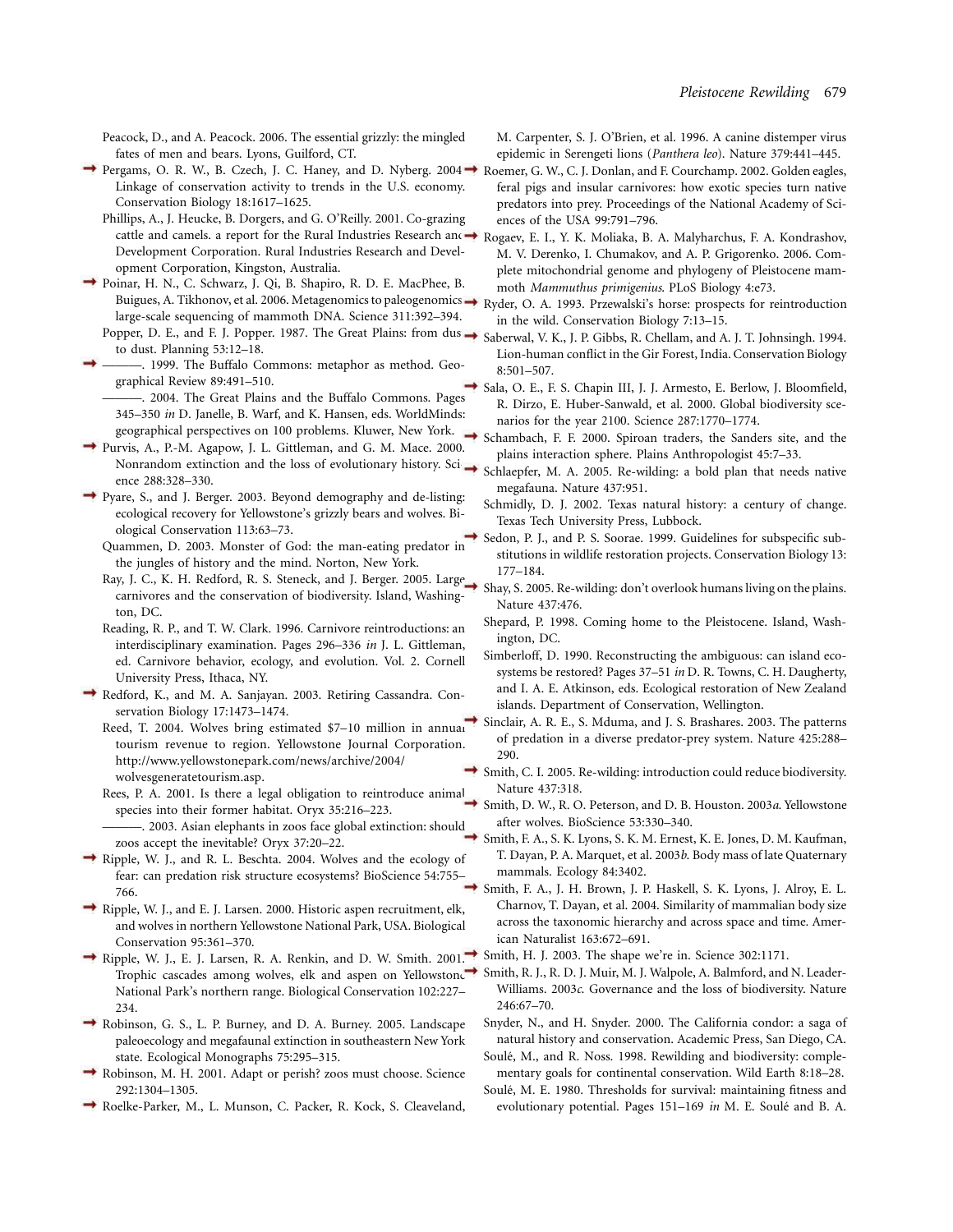Peacock, D., and A. Peacock. 2006. The essential grizzly: the mingled fates of men and bears. Lyons, Guilford, CT.

Pergams, O. R. W., B. Czech, J. C. Haney, and D. Nyberg. 2004. Linkage of conservation activity to trends in the U.S. economy. Conservation Biology 18:1617–1625.

Phillips, A., J. Heucke, B. Dorgers, and G. O'Reilly. 2001. Co-grazing cattle and camels. a report for the Rural Industries Research and Development Corporation. Rural Industries Research and Development Corporation, Kingston, Australia.

Poinar, H. N., C. Schwarz, J. Qi, B. Shapiro, R. D. E. MacPhee, B. Buigues, A. Tikhonov, et al. 2006. Metagenomics to paleogenomics: large-scale sequencing of mammoth DNA. Science 311:392–394.

Popper, D. E., and F. J. Popper. 1987. The Great Plains: from dust to dust. Planning 53:12–18.

———. 1999. The Buffalo Commons: metaphor as method. Geographical Review 89:491–510.

———. 2004. The Great Plains and the Buffalo Commons. Pages 345–350 *in* D. Janelle, B. Warf, and K. Hansen, eds. WorldMinds: geographical perspectives on 100 problems. Kluwer, New York.

Purvis, A., P.-M. Agapow, J. L. Gittleman, and G. M. Mace. 2000. Nonrandom extinction and the loss of evolutionary history. Science 288:328–330.

Pyare, S., and J. Berger. 2003. Beyond demography and de-listing: ecological recovery for Yellowstone's grizzly bears and wolves. Biological Conservation 113:63–73.

Quammen, D. 2003. Monster of God: the man-eating predator in the jungles of history and the mind. Norton, New York.

Ray, J. C., K. H. Redford, R. S. Steneck, and J. Berger. 2005. Large carnivores and the conservation of biodiversity. Island, Washington, DC.

Reading, R. P., and T. W. Clark. 1996. Carnivore reintroductions: an interdisciplinary examination. Pages 296–336 *in* J. L. Gittleman, ed. Carnivore behavior, ecology, and evolution. Vol. 2. Cornell University Press, Ithaca, NY.

Redford, K., and M. A. Sanjayan. 2003. Retiring Cassandra. Conservation Biology 17:1473–1474.

Reed, T. 2004. Wolves bring estimated $7–10 million in annual tourism revenue to region. Yellowstone Journal Corporation. http://www.yellowstonepark.com/news/archive/2004/wolvesgeneratetourism.asp.

Rees, P. A. 2001. Is there a legal obligation to reintroduce animal species into their former habitat. Oryx 35:216–223.

———. 2003. Asian elephants in zoos face global extinction: should zoos accept the inevitable? Oryx 37:20–22.

Ripple, W. J., and R. L. Beschta. 2004. Wolves and the ecology of fear: can predation risk structure ecosystems? BioScience 54:755–766.

Ripple, W. J., and E. J. Larsen. 2000. Historic aspen recruitment, elk, and wolves in northern Yellowstone National Park, USA. Biological Conservation 95:361–370.

Ripple, W. J., E. J. Larsen, R. A. Renkin, and D. W. Smith. 2001. Trophic cascades among wolves, elk and aspen on Yellowstone National Park's northern range. Biological Conservation 102:227–234.

Robinson, G. S., L. P. Burney, and D. A. Burney. 2005. Landscape paleoecology and megafaunal extinction in southeastern New York state. Ecological Monographs 75:295–315.

Robinson, M. H. 2001. Adapt or perish? zoos must choose. Science 292:1304–1305.

Roelke-Parker, M., L. Munson, C. Packer, R. Kock, S. Cleaveland, M. Carpenter, S. J. O'Brien, et al. 1996. A canine distemper virus epidemic in Serengeti lions (*Panthera leo*). Nature 379:441–445.

Roemer, G. W., C. J. Donlan, and F. Courchamp. 2002. Golden eagles, feral pigs and insular carnivores: how exotic species turn native predators into prey. Proceedings of the National Academy of Sciences of the USA 99:791–796.

Rogaev, E. I., Y. K. Moliaka, B. A. Malyharchus, F. A. Kondrashov, M. V. Derenko, I. Chumakov, and A. P. Grigorenko. 2006. Complete mitochondrial genome and phylogeny of Pleistocene mammoth *Mammuthus primigenius*. PLoS Biology 4:e73.

Ryder, O. A. 1993. Przewalski's horse: prospects for reintroduction in the wild. Conservation Biology 7:13–15.

Saberwal, V. K., J. P. Gibbs, R. Chellam, and A. J. T. Johnsingh. 1994. Lion-human conflict in the Gir Forest, India. Conservation Biology 8:501–507.

Sala, O. E., F. S. Chapin III, J. J. Armesto, E. Berlow, J. Bloomfield, R. Dirzo, E. Huber-Sanwald, et al. 2000. Global biodiversity scenarios for the year 2100. Science 287:1770–1774.

Schambach, F. F. 2000. Spiroan traders, the Sanders site, and the plains interaction sphere. Plains Anthropologist 45:7–33.

Schlaepfer, M. A. 2005. Re-wilding: a bold plan that needs native megafauna. Nature 437:951.

Schmidly, D. J. 2002. Texas natural history: a century of change. Texas Tech University Press, Lubbock.

Sedon, P. J., and P. S. Soorae. 1999. Guidelines for subspecific substitutions in wildlife restoration projects. Conservation Biology 13:177–184.

Shay, S. 2005. Re-wilding: don't overlook humans living on the plains. Nature 437:476.

Shepard, P. 1998. Coming home to the Pleistocene. Island, Washington, DC.

Simberloff, D. 1990. Reconstructing the ambiguous: can island ecosystems be restored? Pages 37–51 *in* D. R. Towns, C. H. Daugherty, and I. A. E. Atkinson, eds. Ecological restoration of New Zealand islands. Department of Conservation, Wellington.

Sinclair, A. R. E., S. Mduma, and J. S. Brashares. 2003. The patterns of predation in a diverse predator-prey system. Nature 425:288–290.

Smith, C. I. 2005. Re-wilding: introduction could reduce biodiversity. Nature 437:318.

Smith, D. W., R. O. Peterson, and D. B. Houston. 2003*a*. Yellowstone after wolves. BioScience 53:330–340.

Smith, F. A., S. K. Lyons, S. K. M. Ernest, K. E. Jones, D. M. Kaufman, T. Dayan, P. A. Marquet, et al. 2003*b*. Body mass of late Quaternary mammals. Ecology 84:3402.

Smith, F. A., J. H. Brown, J. P. Haskell, S. K. Lyons, J. Alroy, E. L. Charnov, T. Dayan, et al. 2004. Similarity of mammalian body size across the taxonomic hierarchy and across space and time. American Naturalist 163:672–691.

Smith, H. J. 2003. The shape we're in. Science 302:1171.

Smith, R. J., R. D. J. Muir, M. J. Walpole, A. Balmford, and N. Leader-Williams. 2003*c*. Governance and the loss of biodiversity. Nature 246:67–70.

Snyder, N., and H. Snyder. 2000. The California condor: a saga of natural history and conservation. Academic Press, San Diego, CA.

Soulé, M., and R. Noss. 1998. Rewilding and biodiversity: complementary goals for continental conservation. Wild Earth 8:18–28.

Soulé, M. E. 1980. Thresholds for survival: maintaining fitness and evolutionary potential. Pages 151–169 *in* M. E. Soulé and B. A.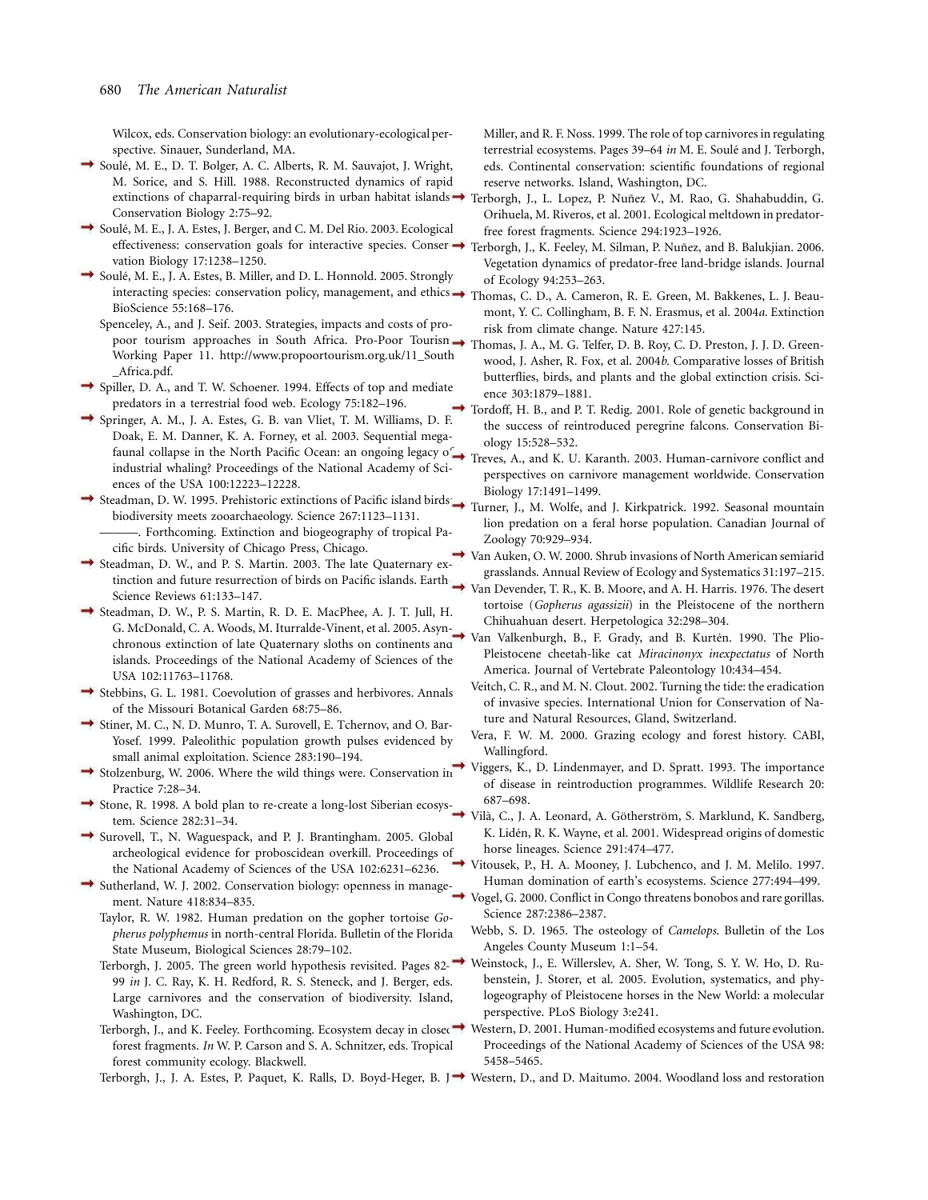Wilcox, eds. Conservation biology: an evolutionary-ecological perspective. Sinauer, Sunderland, MA.

Soulé, M. E., D. T. Bolger, A. C. Alberts, R. M. Sauvajot, J. Wright, M. Sorice, and S. Hill. 1988. Reconstructed dynamics of rapid extinctions of chaparral-requiring birds in urban habitat islands. Conservation Biology 2:75–92.

Soulé, M. E., J. A. Estes, J. Berger, and C. M. Del Rio. 2003. Ecological effectiveness: conservation goals for interactive species. Conservation Biology 17:1238–1250.

Soulé, M. E., J. A. Estes, B. Miller, and D. L. Honnold. 2005. Strongly interacting species: conservation policy, management, and ethics. BioScience 55:168–176.

Spenceley, A., and J. Seif. 2003. Strategies, impacts and costs of pro-poor tourism approaches in South Africa. Pro-Poor Tourism Working Paper 11. http://www.propoortourism.org.uk/11_South_Africa.pdf.

Spiller, D. A., and T. W. Schoener. 1994. Effects of top and mediate predators in a terrestrial food web. Ecology 75:182–196.

Springer, A. M., J. A. Estes, G. B. van Vliet, T. M. Williams, D. F. Doak, E. M. Danner, K. A. Forney, et al. 2003. Sequential megafaunal collapse in the North Pacific Ocean: an ongoing legacy of industrial whaling? Proceedings of the National Academy of Sciences of the USA 100:12223–12228.

Steadman, D. W. 1995. Prehistoric extinctions of Pacific island birds: biodiversity meets zooarchaeology. Science 267:1123–1131.

———. Forthcoming. Extinction and biogeography of tropical Pacific birds. University of Chicago Press, Chicago.

Steadman, D. W., and P. S. Martin. 2003. The late Quaternary extinction and future resurrection of birds on Pacific islands. Earth Science Reviews 61:133–147.

Steadman, D. W., P. S. Martin, R. D. E. MacPhee, A. J. T. Jull, H. G. McDonald, C. A. Woods, M. Iturralde-Vinent, et al. 2005. Asynchronous extinction of late Quaternary sloths on continents and islands. Proceedings of the National Academy of Sciences of the USA 102:11763–11768.

Stebbins, G. L. 1981. Coevolution of grasses and herbivores. Annals of the Missouri Botanical Garden 68:75–86.

Stiner, M. C., N. D. Munro, T. A. Surovell, E. Tchernov, and O. Bar-Yosef. 1999. Paleolithic population growth pulses evidenced by small animal exploitation. Science 283:190–194.

Stolzenburg, W. 2006. Where the wild things were. Conservation in Practice 7:28–34.

Stone, R. 1998. A bold plan to re-create a long-lost Siberian ecosystem. Science 282:31–34.

Surovell, T., N. Waguespack, and P. J. Brantingham. 2005. Global archeological evidence for proboscidean overkill. Proceedings of the National Academy of Sciences of the USA 102:6231–6236.

Sutherland, W. J. 2002. Conservation biology: openness in management. Nature 418:834–835.

Taylor, R. W. 1982. Human predation on the gopher tortoise *Gopherus polyphemus* in north-central Florida. Bulletin of the Florida State Museum, Biological Sciences 28:79–102.

Terborgh, J. 2005. The green world hypothesis revisited. Pages 82–99 *in* J. C. Ray, K. H. Redford, R. S. Steneck, and J. Berger, eds. Large carnivores and the conservation of biodiversity. Island, Washington, DC.

Terborgh, J., and K. Feeley. Forthcoming. Ecosystem decay in closed forest fragments. *In* W. P. Carson and S. A. Schnitzer, eds. Tropical forest community ecology. Blackwell.

Terborgh, J., J. A. Estes, P. Paquet, K. Ralls, D. Boyd-Heger, B. J. Miller, and R. F. Noss. 1999. The role of top carnivores in regulating terrestrial ecosystems. Pages 39–64 *in* M. E. Soulé and J. Terborgh, eds. Continental conservation: scientific foundations of regional reserve networks. Island, Washington, DC.

Terborgh, J., L. Lopez, P. Nuñez V., M. Rao, G. Shahabuddin, G. Orihuela, M. Riveros, et al. 2001. Ecological meltdown in predator-free forest fragments. Science 294:1923–1926.

Terborgh, J., K. Feeley, M. Silman, P. Nuñez, and B. Balukjian. 2006. Vegetation dynamics of predator-free land-bridge islands. Journal of Ecology 94:253–263.

Thomas, C. D., A. Cameron, R. E. Green, M. Bakkenes, L. J. Beaumont, Y. C. Collingham, B. F. N. Erasmus, et al. 2004*a*. Extinction risk from climate change. Nature 427:145.

Thomas, J. A., M. G. Telfer, D. B. Roy, C. D. Preston, J. J. D. Greenwood, J. Asher, R. Fox, et al. 2004*b*. Comparative losses of British butterflies, birds, and plants and the global extinction crisis. Science 303:1879–1881.

Tordoff, H. B., and P. T. Redig. 2001. Role of genetic background in the success of reintroduced peregrine falcons. Conservation Biology 15:528–532.

Treves, A., and K. U. Karanth. 2003. Human-carnivore conflict and perspectives on carnivore management worldwide. Conservation Biology 17:1491–1499.

Turner, J., M. Wolfe, and J. Kirkpatrick. 1992. Seasonal mountain lion predation on a feral horse population. Canadian Journal of Zoology 70:929–934.

Van Auken, O. W. 2000. Shrub invasions of North American semiarid grasslands. Annual Review of Ecology and Systematics 31:197–215.

Van Devender, T. R., K. B. Moore, and A. H. Harris. 1976. The desert tortoise (*Gopherus agassizii*) in the Pleistocene of the northern Chihuahuan desert. Herpetologica 32:298–304.

Van Valkenburgh, B., F. Grady, and B. Kurtén. 1990. The Plio-Pleistocene cheetah-like cat *Miracinonyx inexpectatus* of North America. Journal of Vertebrate Paleontology 10:434–454.

Veitch, C. R., and M. N. Clout. 2002. Turning the tide: the eradication of invasive species. International Union for Conservation of Nature and Natural Resources, Gland, Switzerland.

Vera, F. W. M. 2000. Grazing ecology and forest history. CABI, Wallingford.

Viggers, K., D. Lindenmayer, and D. Spratt. 1993. The importance of disease in reintroduction programmes. Wildlife Research 20:687–698.

Vilà, C., J. A. Leonard, A. Götherström, S. Marklund, K. Sandberg, K. Lidén, R. K. Wayne, et al. 2001. Widespread origins of domestic horse lineages. Science 291:474–477.

Vitousek, P., H. A. Mooney, J. Lubchenco, and J. M. Melilo. 1997. Human domination of earth's ecosystems. Science 277:494–499.

Vogel, G. 2000. Conflict in Congo threatens bonobos and rare gorillas. Science 287:2386–2387.

Webb, S. D. 1965. The osteology of *Camelops*. Bulletin of the Los Angeles County Museum 1:1–54.

Weinstock, J., E. Willerslev, A. Sher, W. Tong, S. Y. W. Ho, D. Rubenstein, J. Storer, et al. 2005. Evolution, systematics, and phylogeography of Pleistocene horses in the New World: a molecular perspective. PLoS Biology 3:e241.

Western, D. 2001. Human-modified ecosystems and future evolution. Proceedings of the National Academy of Sciences of the USA 98:5458–5465.

Western, D., and D. Maitumo. 2004. Woodland loss and restoration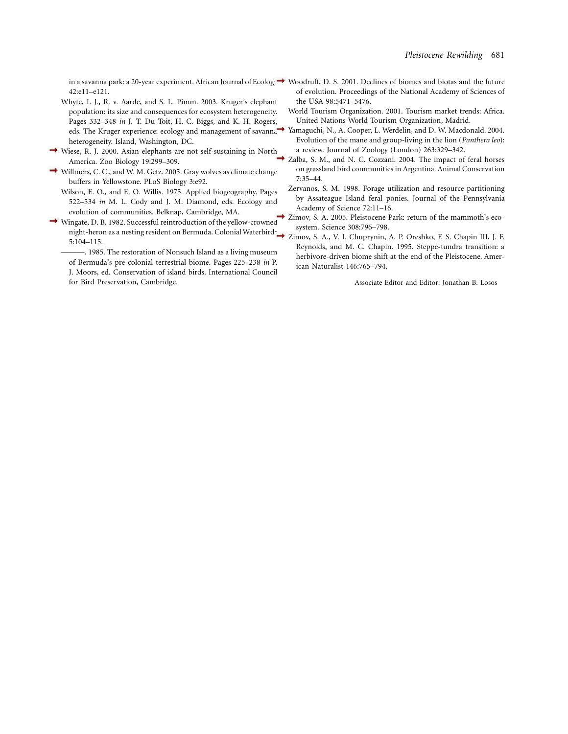in a savanna park: a 20-year experiment. African Journal of Ecology 42:e11–e121.

Whyte, I. J., R. v. Aarde, and S. L. Pimm. 2003. Kruger's elephant population: its size and consequences for ecosystem heterogeneity. Pages 332–348 *in* J. T. Du Toit, H. C. Biggs, and K. H. Rogers, eds. The Kruger experience: ecology and management of savanna heterogeneity. Island, Washington, DC.

Wiese, R. J. 2000. Asian elephants are not self-sustaining in North America. Zoo Biology 19:299–309.

Willmers, C. C., and W. M. Getz. 2005. Gray wolves as climate change buffers in Yellowstone. PLoS Biology 3:e92.

Wilson, E. O., and E. O. Willis. 1975. Applied biogeography. Pages 522–534 *in* M. L. Cody and J. M. Diamond, eds. Ecology and evolution of communities. Belknap, Cambridge, MA.

Wingate, D. B. 1982. Successful reintroduction of the yellow-crowned night-heron as a nesting resident on Bermuda. Colonial Waterbirds 5:104–115.

———. 1985. The restoration of Nonsuch Island as a living museum of Bermuda's pre-colonial terrestrial biome. Pages 225–238 *in* P. J. Moors, ed. Conservation of island birds. International Council for Bird Preservation, Cambridge.

Woodruff, D. S. 2001. Declines of biomes and biotas and the future of evolution. Proceedings of the National Academy of Sciences of the USA 98:5471–5476.

World Tourism Organization. 2001. Tourism market trends: Africa. United Nations World Tourism Organization, Madrid.

Yamaguchi, N., A. Cooper, L. Werdelin, and D. W. Macdonald. 2004. Evolution of the mane and group-living in the lion (*Panthera leo*): a review. Journal of Zoology (London) 263:329–342.

Zalba, S. M., and N. C. Cozzani. 2004. The impact of feral horses on grassland bird communities in Argentina. Animal Conservation 7:35–44.

Zervanos, S. M. 1998. Forage utilization and resource partitioning by Assateague Island feral ponies. Journal of the Pennsylvania Academy of Science 72:11–16.

Zimov, S. A. 2005. Pleistocene Park: return of the mammoth's ecosystem. Science 308:796–798.

Zimov, S. A., V. I. Chuprynin, A. P. Oreshko, F. S. Chapin III, J. F. Reynolds, and M. C. Chapin. 1995. Steppe-tundra transition: a herbivore-driven biome shift at the end of the Pleistocene. American Naturalist 146:765–794.

Associate Editor and Editor: Jonathan B. Losos